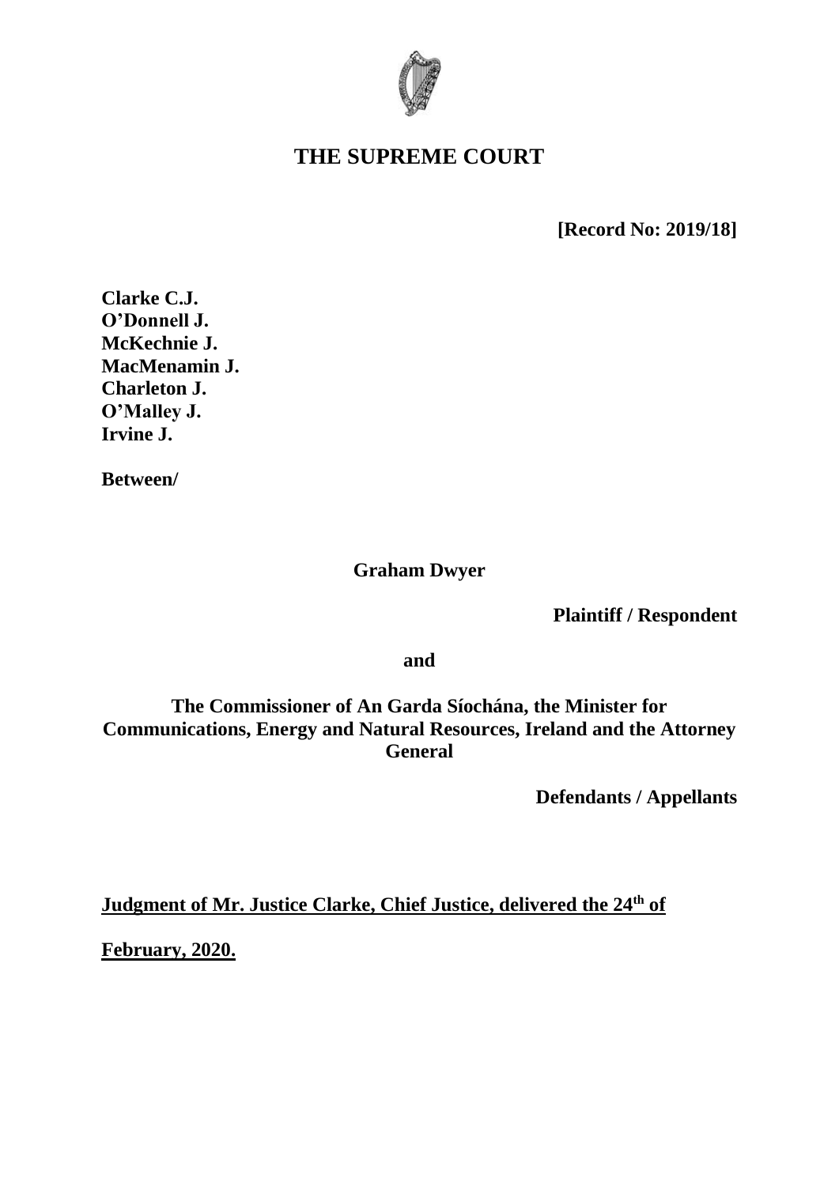# THE SUPREME COURT

**[Record No: 2019/18]**

**Clarke C.J.**
**O'Donnell J.**
**McKechnie J.**
**MacMenamin J.**
**Charleton J.**
**O'Malley J.**
**Irvine J.**

**Between/**

**Graham Dwyer**

**Plaintiff / Respondent**

**and**

**The Commissioner of An Garda Síochána, the Minister for Communications, Energy and Natural Resources, Ireland and the Attorney General**

**Defendants / Appellants**

**Judgment of Mr. Justice Clarke, Chief Justice, delivered the 24th of February, 2020.**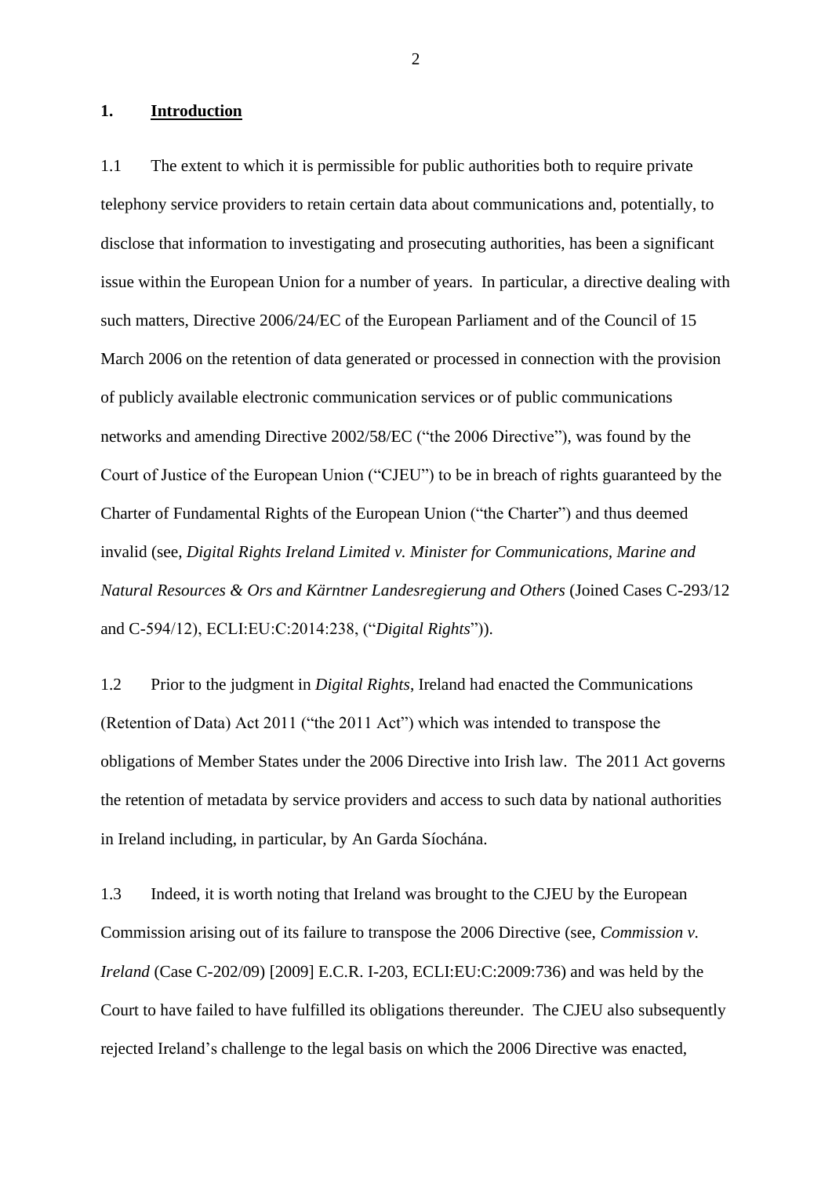## 1. Introduction

1.1 The extent to which it is permissible for public authorities both to require private telephony service providers to retain certain data about communications and, potentially, to disclose that information to investigating and prosecuting authorities, has been a significant issue within the European Union for a number of years. In particular, a directive dealing with such matters, Directive 2006/24/EC of the European Parliament and of the Council of 15 March 2006 on the retention of data generated or processed in connection with the provision of publicly available electronic communication services or of public communications networks and amending Directive 2002/58/EC ("the 2006 Directive"), was found by the Court of Justice of the European Union ("CJEU") to be in breach of rights guaranteed by the Charter of Fundamental Rights of the European Union ("the Charter") and thus deemed invalid (see, *Digital Rights Ireland Limited v. Minister for Communications, Marine and Natural Resources & Ors and Kärntner Landesregierung and Others* (Joined Cases C-293/12 and C-594/12), ECLI:EU:C:2014:238, ("*Digital Rights*")).

1.2 Prior to the judgment in *Digital Rights*, Ireland had enacted the Communications (Retention of Data) Act 2011 ("the 2011 Act") which was intended to transpose the obligations of Member States under the 2006 Directive into Irish law. The 2011 Act governs the retention of metadata by service providers and access to such data by national authorities in Ireland including, in particular, by An Garda Síochána.

1.3 Indeed, it is worth noting that Ireland was brought to the CJEU by the European Commission arising out of its failure to transpose the 2006 Directive (see, *Commission v. Ireland* (Case C-202/09) [2009] E.C.R. I-203, ECLI:EU:C:2009:736) and was held by the Court to have failed to have fulfilled its obligations thereunder. The CJEU also subsequently rejected Ireland's challenge to the legal basis on which the 2006 Directive was enacted,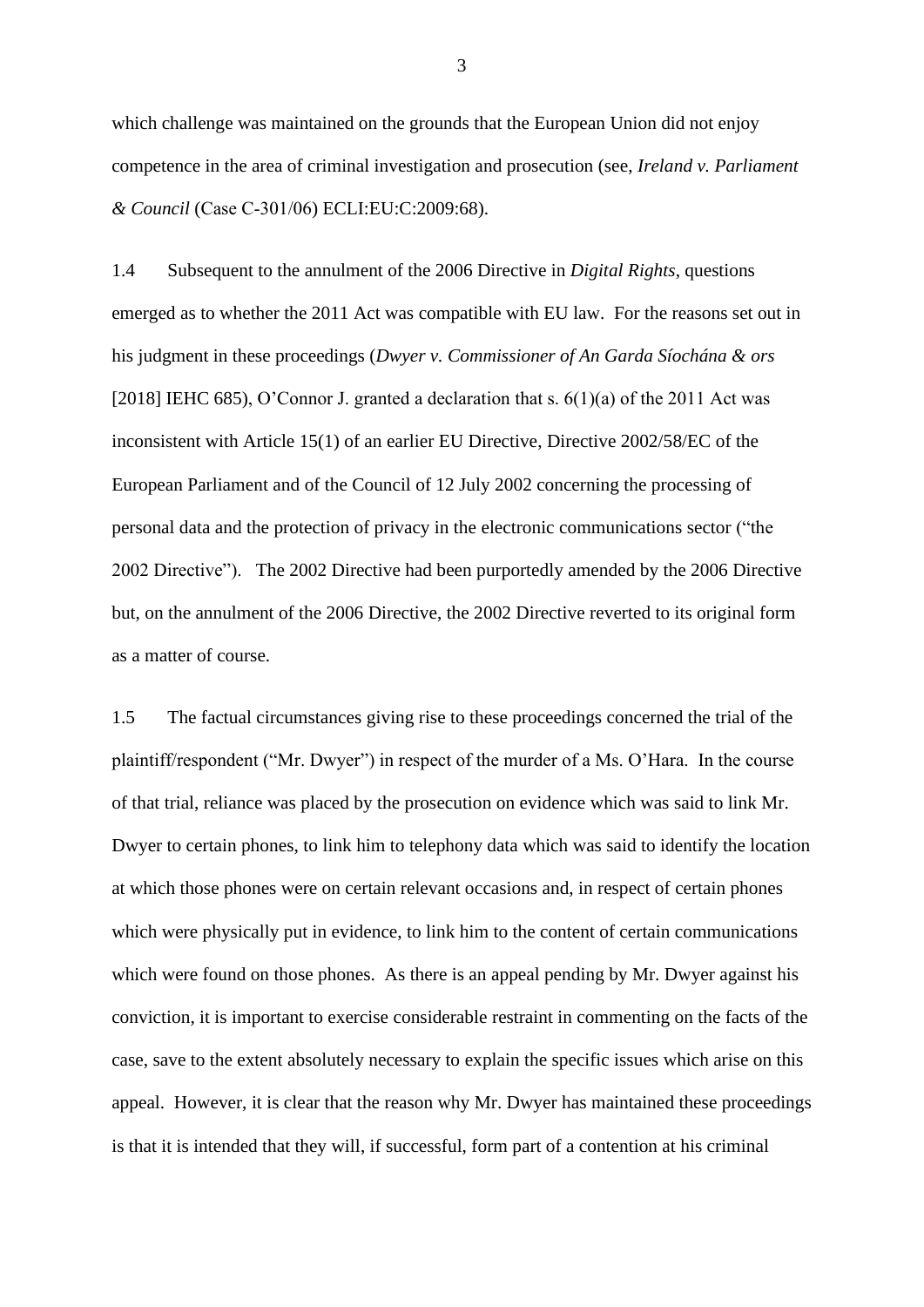which challenge was maintained on the grounds that the European Union did not enjoy competence in the area of criminal investigation and prosecution (see, *Ireland v. Parliament & Council* (Case C-301/06) ECLI:EU:C:2009:68).

1.4 Subsequent to the annulment of the 2006 Directive in *Digital Rights*, questions emerged as to whether the 2011 Act was compatible with EU law. For the reasons set out in his judgment in these proceedings (*Dwyer v. Commissioner of An Garda Síochána & ors* [2018] IEHC 685), O'Connor J. granted a declaration that s. 6(1)(a) of the 2011 Act was inconsistent with Article 15(1) of an earlier EU Directive, Directive 2002/58/EC of the European Parliament and of the Council of 12 July 2002 concerning the processing of personal data and the protection of privacy in the electronic communications sector ("the 2002 Directive"). The 2002 Directive had been purportedly amended by the 2006 Directive but, on the annulment of the 2006 Directive, the 2002 Directive reverted to its original form as a matter of course.

1.5 The factual circumstances giving rise to these proceedings concerned the trial of the plaintiff/respondent ("Mr. Dwyer") in respect of the murder of a Ms. O'Hara. In the course of that trial, reliance was placed by the prosecution on evidence which was said to link Mr. Dwyer to certain phones, to link him to telephony data which was said to identify the location at which those phones were on certain relevant occasions and, in respect of certain phones which were physically put in evidence, to link him to the content of certain communications which were found on those phones. As there is an appeal pending by Mr. Dwyer against his conviction, it is important to exercise considerable restraint in commenting on the facts of the case, save to the extent absolutely necessary to explain the specific issues which arise on this appeal. However, it is clear that the reason why Mr. Dwyer has maintained these proceedings is that it is intended that they will, if successful, form part of a contention at his criminal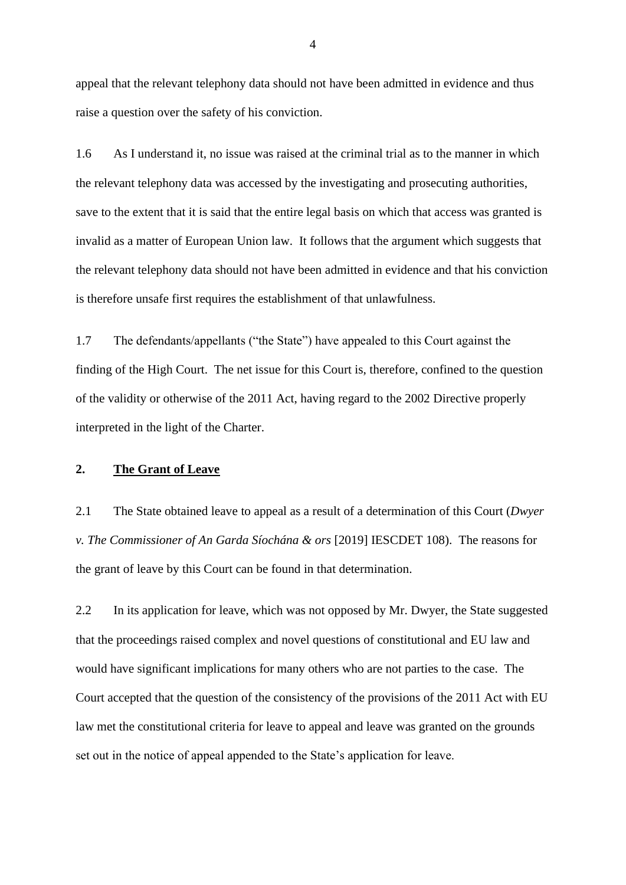appeal that the relevant telephony data should not have been admitted in evidence and thus raise a question over the safety of his conviction.

1.6 As I understand it, no issue was raised at the criminal trial as to the manner in which the relevant telephony data was accessed by the investigating and prosecuting authorities, save to the extent that it is said that the entire legal basis on which that access was granted is invalid as a matter of European Union law. It follows that the argument which suggests that the relevant telephony data should not have been admitted in evidence and that his conviction is therefore unsafe first requires the establishment of that unlawfulness.

1.7 The defendants/appellants ("the State") have appealed to this Court against the finding of the High Court. The net issue for this Court is, therefore, confined to the question of the validity or otherwise of the 2011 Act, having regard to the 2002 Directive properly interpreted in the light of the Charter.

## 2. The Grant of Leave

2.1 The State obtained leave to appeal as a result of a determination of this Court (*Dwyer v. The Commissioner of An Garda Síochána & ors* [2019] IESCDET 108). The reasons for the grant of leave by this Court can be found in that determination.

2.2 In its application for leave, which was not opposed by Mr. Dwyer, the State suggested that the proceedings raised complex and novel questions of constitutional and EU law and would have significant implications for many others who are not parties to the case. The Court accepted that the question of the consistency of the provisions of the 2011 Act with EU law met the constitutional criteria for leave to appeal and leave was granted on the grounds set out in the notice of appeal appended to the State's application for leave.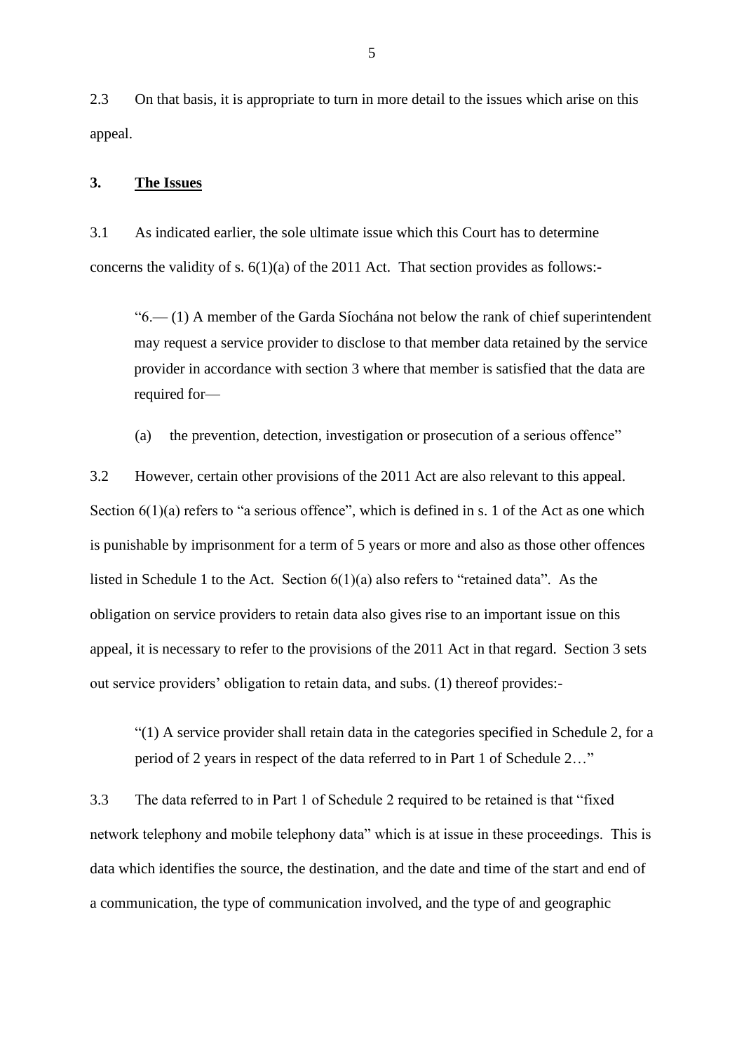2.3 On that basis, it is appropriate to turn in more detail to the issues which arise on this appeal.

## 3. The Issues

3.1 As indicated earlier, the sole ultimate issue which this Court has to determine concerns the validity of s. 6(1)(a) of the 2011 Act. That section provides as follows:-

> "6.— (1) A member of the Garda Síochána not below the rank of chief superintendent may request a service provider to disclose to that member data retained by the service provider in accordance with section 3 where that member is satisfied that the data are required for—
>
> (a) the prevention, detection, investigation or prosecution of a serious offence"

3.2 However, certain other provisions of the 2011 Act are also relevant to this appeal. Section 6(1)(a) refers to "a serious offence", which is defined in s. 1 of the Act as one which is punishable by imprisonment for a term of 5 years or more and also as those other offences listed in Schedule 1 to the Act. Section 6(1)(a) also refers to "retained data". As the obligation on service providers to retain data also gives rise to an important issue on this appeal, it is necessary to refer to the provisions of the 2011 Act in that regard. Section 3 sets out service providers' obligation to retain data, and subs. (1) thereof provides:-

> "(1) A service provider shall retain data in the categories specified in Schedule 2, for a period of 2 years in respect of the data referred to in Part 1 of Schedule 2…"

3.3 The data referred to in Part 1 of Schedule 2 required to be retained is that "fixed network telephony and mobile telephony data" which is at issue in these proceedings. This is data which identifies the source, the destination, and the date and time of the start and end of a communication, the type of communication involved, and the type of and geographic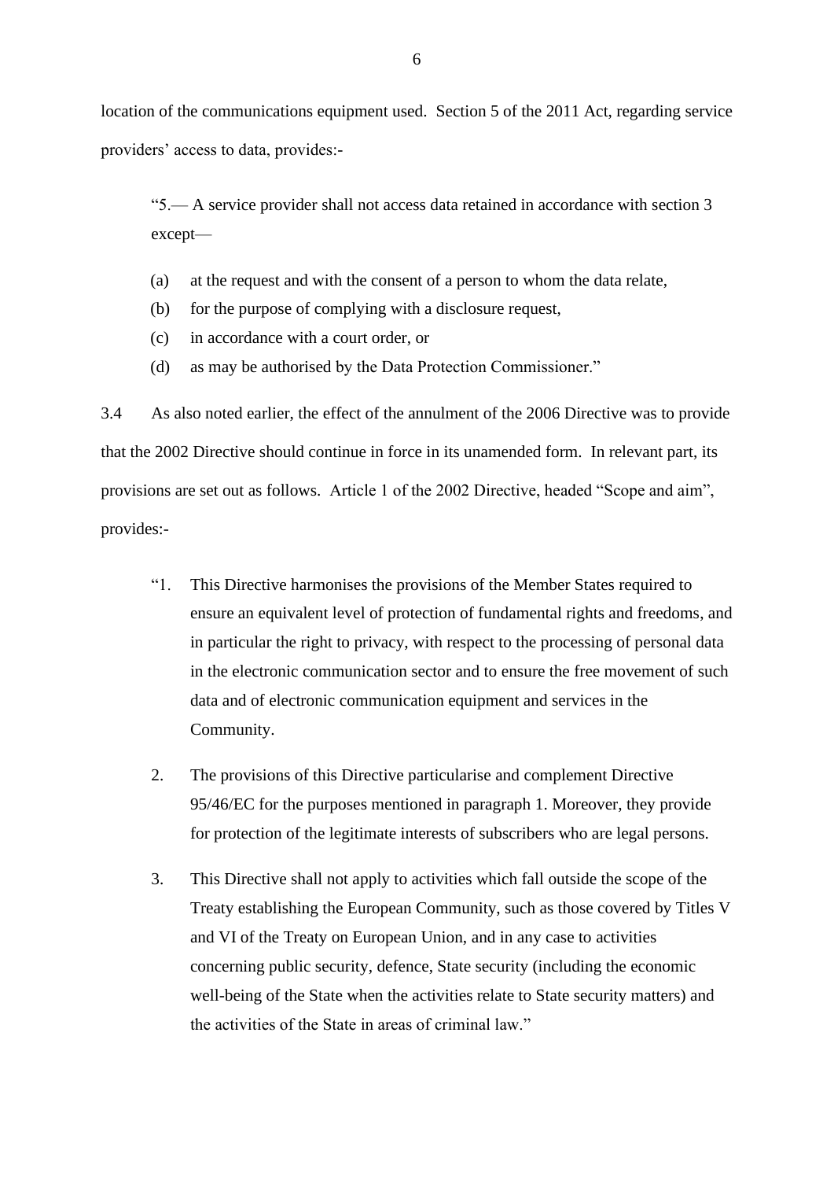location of the communications equipment used. Section 5 of the 2011 Act, regarding service providers' access to data, provides:-

> "5.— A service provider shall not access data retained in accordance with section 3 except—
>
> (a) at the request and with the consent of a person to whom the data relate,
>
> (b) for the purpose of complying with a disclosure request,
>
> (c) in accordance with a court order, or
>
> (d) as may be authorised by the Data Protection Commissioner."

3.4 As also noted earlier, the effect of the annulment of the 2006 Directive was to provide that the 2002 Directive should continue in force in its unamended form. In relevant part, its provisions are set out as follows. Article 1 of the 2002 Directive, headed "Scope and aim", provides:-

> "1. This Directive harmonises the provisions of the Member States required to ensure an equivalent level of protection of fundamental rights and freedoms, and in particular the right to privacy, with respect to the processing of personal data in the electronic communication sector and to ensure the free movement of such data and of electronic communication equipment and services in the Community.
>
> 2. The provisions of this Directive particularise and complement Directive 95/46/EC for the purposes mentioned in paragraph 1. Moreover, they provide for protection of the legitimate interests of subscribers who are legal persons.
>
> 3. This Directive shall not apply to activities which fall outside the scope of the Treaty establishing the European Community, such as those covered by Titles V and VI of the Treaty on European Union, and in any case to activities concerning public security, defence, State security (including the economic well-being of the State when the activities relate to State security matters) and the activities of the State in areas of criminal law."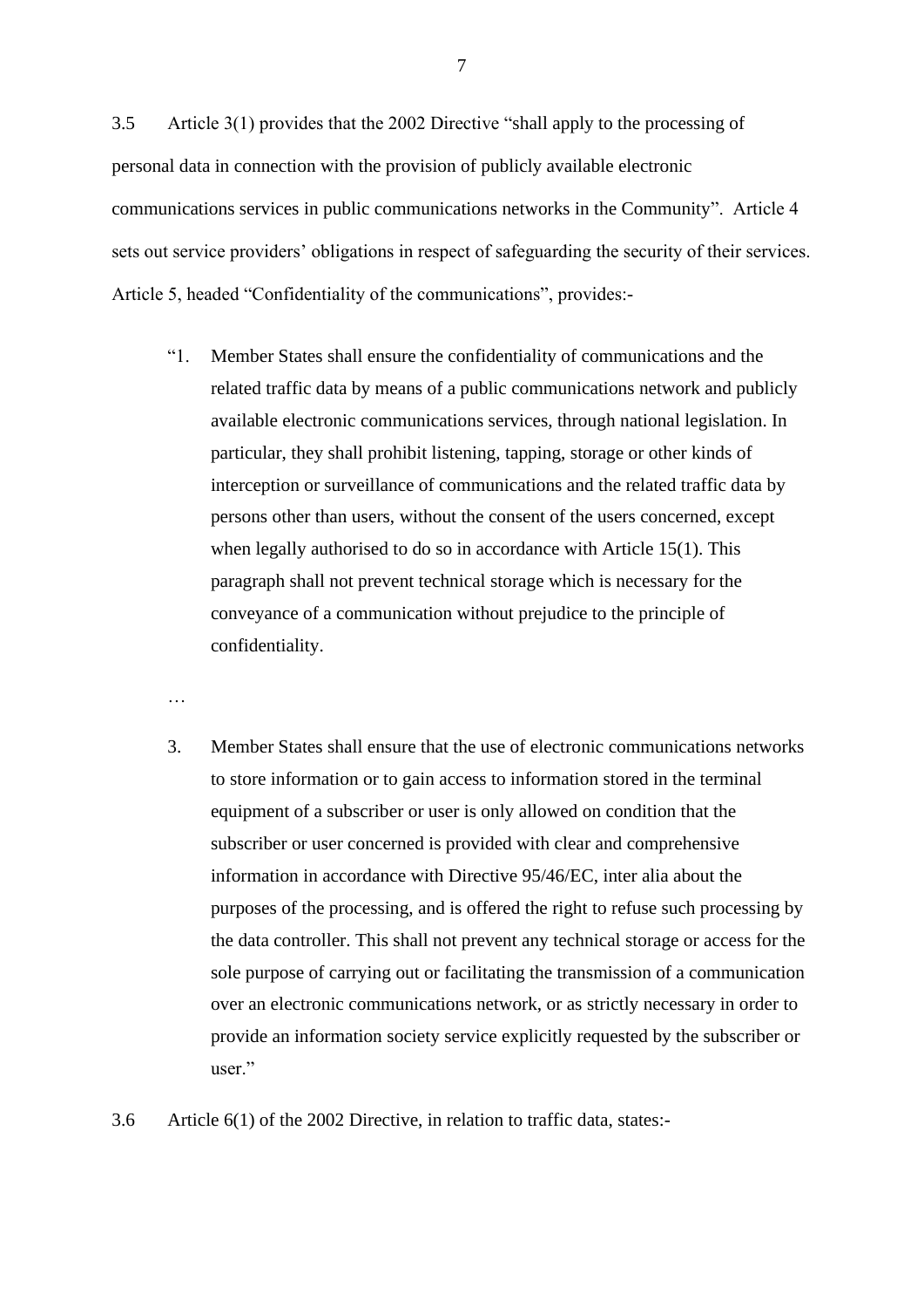3.5 Article 3(1) provides that the 2002 Directive "shall apply to the processing of personal data in connection with the provision of publicly available electronic communications services in public communications networks in the Community". Article 4 sets out service providers' obligations in respect of safeguarding the security of their services. Article 5, headed "Confidentiality of the communications", provides:-

> "1. Member States shall ensure the confidentiality of communications and the related traffic data by means of a public communications network and publicly available electronic communications services, through national legislation. In particular, they shall prohibit listening, tapping, storage or other kinds of interception or surveillance of communications and the related traffic data by persons other than users, without the consent of the users concerned, except when legally authorised to do so in accordance with Article 15(1). This paragraph shall not prevent technical storage which is necessary for the conveyance of a communication without prejudice to the principle of confidentiality.
>
> …
>
> 3. Member States shall ensure that the use of electronic communications networks to store information or to gain access to information stored in the terminal equipment of a subscriber or user is only allowed on condition that the subscriber or user concerned is provided with clear and comprehensive information in accordance with Directive 95/46/EC, inter alia about the purposes of the processing, and is offered the right to refuse such processing by the data controller. This shall not prevent any technical storage or access for the sole purpose of carrying out or facilitating the transmission of a communication over an electronic communications network, or as strictly necessary in order to provide an information society service explicitly requested by the subscriber or user."

3.6 Article 6(1) of the 2002 Directive, in relation to traffic data, states:-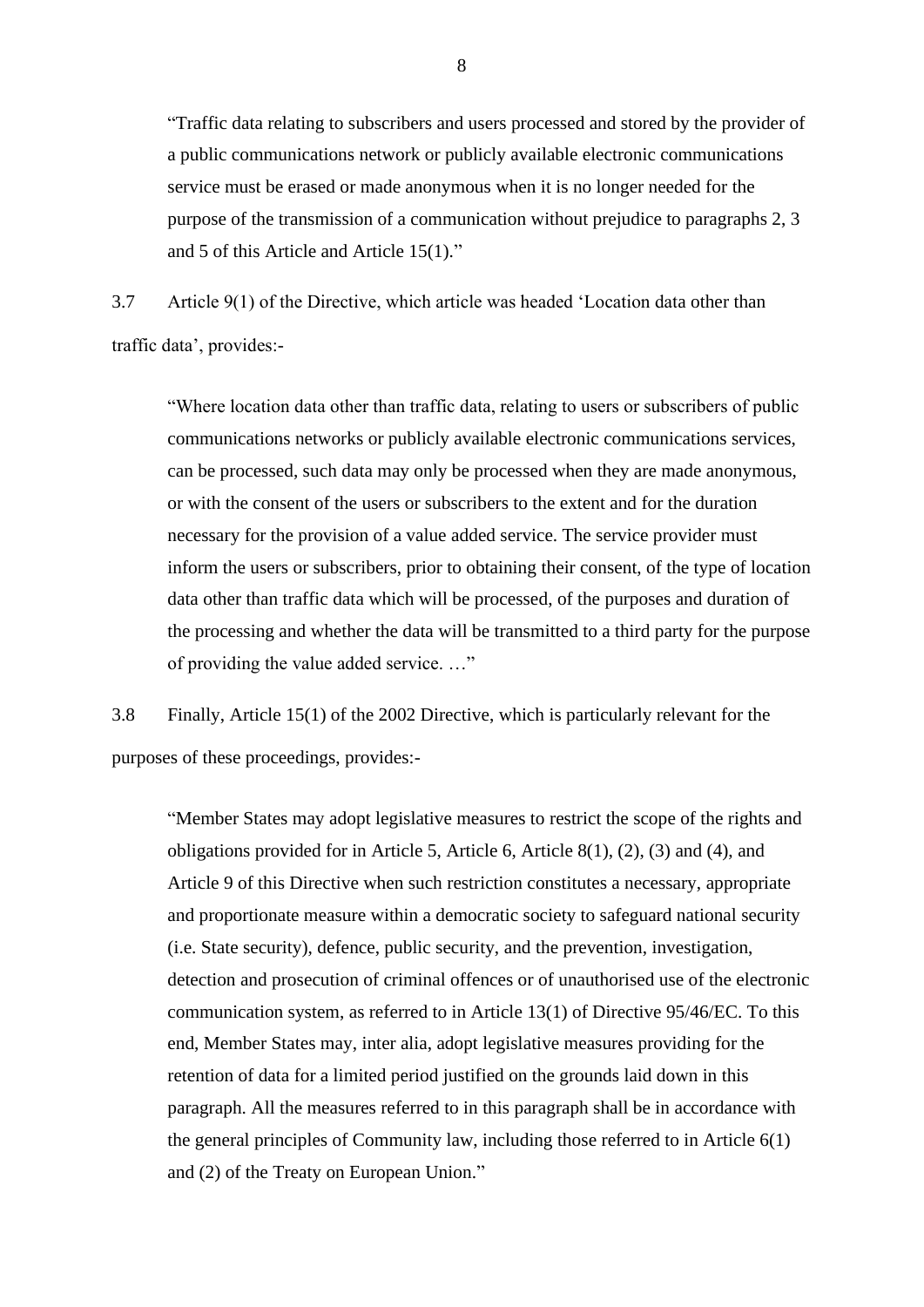> "Traffic data relating to subscribers and users processed and stored by the provider of a public communications network or publicly available electronic communications service must be erased or made anonymous when it is no longer needed for the purpose of the transmission of a communication without prejudice to paragraphs 2, 3 and 5 of this Article and Article 15(1)."

3.7 Article 9(1) of the Directive, which article was headed 'Location data other than traffic data', provides:-

> "Where location data other than traffic data, relating to users or subscribers of public communications networks or publicly available electronic communications services, can be processed, such data may only be processed when they are made anonymous, or with the consent of the users or subscribers to the extent and for the duration necessary for the provision of a value added service. The service provider must inform the users or subscribers, prior to obtaining their consent, of the type of location data other than traffic data which will be processed, of the purposes and duration of the processing and whether the data will be transmitted to a third party for the purpose of providing the value added service. …"

3.8 Finally, Article 15(1) of the 2002 Directive, which is particularly relevant for the purposes of these proceedings, provides:-

> "Member States may adopt legislative measures to restrict the scope of the rights and obligations provided for in Article 5, Article 6, Article 8(1), (2), (3) and (4), and Article 9 of this Directive when such restriction constitutes a necessary, appropriate and proportionate measure within a democratic society to safeguard national security (i.e. State security), defence, public security, and the prevention, investigation, detection and prosecution of criminal offences or of unauthorised use of the electronic communication system, as referred to in Article 13(1) of Directive 95/46/EC. To this end, Member States may, inter alia, adopt legislative measures providing for the retention of data for a limited period justified on the grounds laid down in this paragraph. All the measures referred to in this paragraph shall be in accordance with the general principles of Community law, including those referred to in Article 6(1) and (2) of the Treaty on European Union."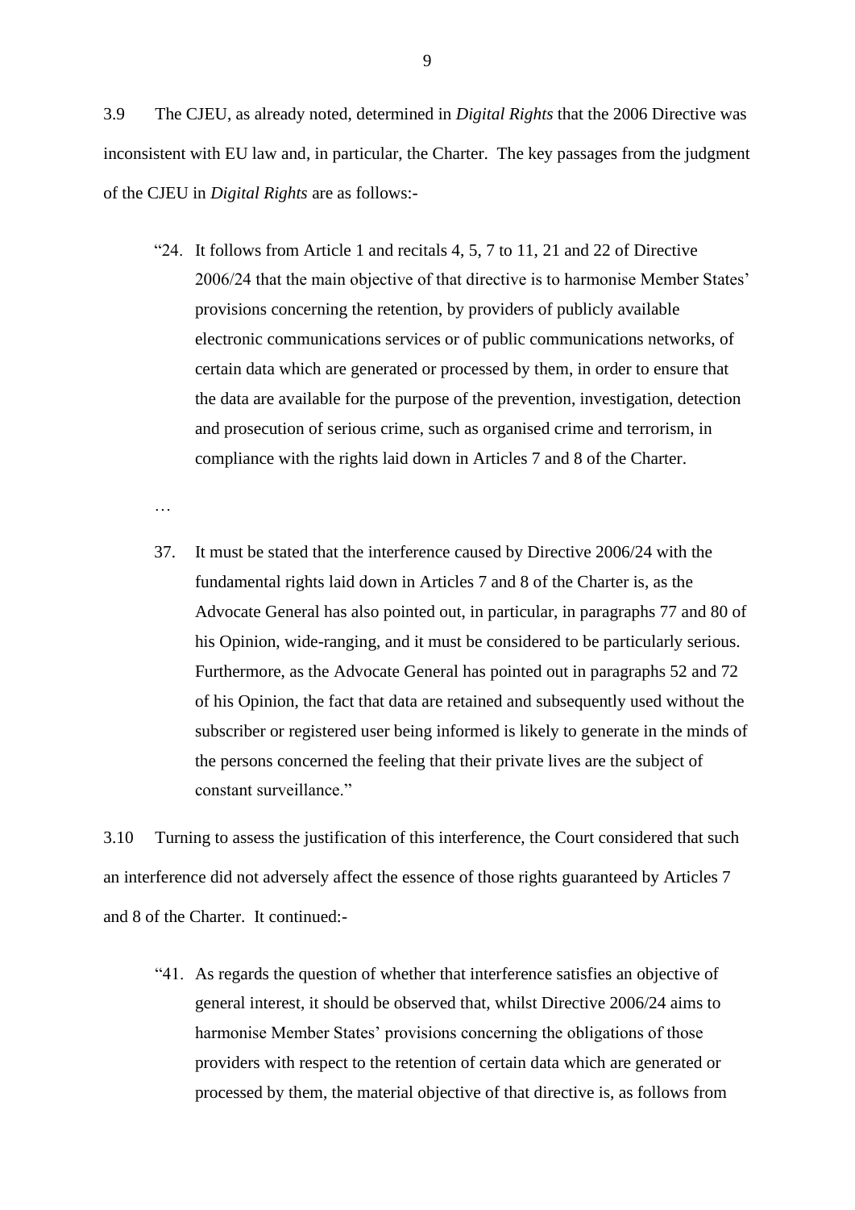3.9 The CJEU, as already noted, determined in *Digital Rights* that the 2006 Directive was inconsistent with EU law and, in particular, the Charter. The key passages from the judgment of the CJEU in *Digital Rights* are as follows:-

> "24. It follows from Article 1 and recitals 4, 5, 7 to 11, 21 and 22 of Directive 2006/24 that the main objective of that directive is to harmonise Member States' provisions concerning the retention, by providers of publicly available electronic communications services or of public communications networks, of certain data which are generated or processed by them, in order to ensure that the data are available for the purpose of the prevention, investigation, detection and prosecution of serious crime, such as organised crime and terrorism, in compliance with the rights laid down in Articles 7 and 8 of the Charter.
>
> …
>
> 37. It must be stated that the interference caused by Directive 2006/24 with the fundamental rights laid down in Articles 7 and 8 of the Charter is, as the Advocate General has also pointed out, in particular, in paragraphs 77 and 80 of his Opinion, wide-ranging, and it must be considered to be particularly serious. Furthermore, as the Advocate General has pointed out in paragraphs 52 and 72 of his Opinion, the fact that data are retained and subsequently used without the subscriber or registered user being informed is likely to generate in the minds of the persons concerned the feeling that their private lives are the subject of constant surveillance."

3.10 Turning to assess the justification of this interference, the Court considered that such an interference did not adversely affect the essence of those rights guaranteed by Articles 7 and 8 of the Charter. It continued:-

> "41. As regards the question of whether that interference satisfies an objective of general interest, it should be observed that, whilst Directive 2006/24 aims to harmonise Member States' provisions concerning the obligations of those providers with respect to the retention of certain data which are generated or processed by them, the material objective of that directive is, as follows from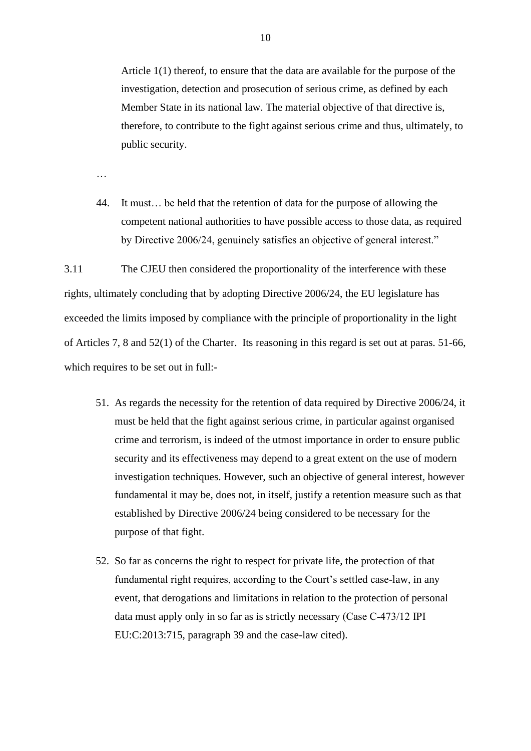> Article 1(1) thereof, to ensure that the data are available for the purpose of the investigation, detection and prosecution of serious crime, as defined by each Member State in its national law. The material objective of that directive is, therefore, to contribute to the fight against serious crime and thus, ultimately, to public security.

…

> 44. It must… be held that the retention of data for the purpose of allowing the competent national authorities to have possible access to those data, as required by Directive 2006/24, genuinely satisfies an objective of general interest."

3.11 The CJEU then considered the proportionality of the interference with these rights, ultimately concluding that by adopting Directive 2006/24, the EU legislature has exceeded the limits imposed by compliance with the principle of proportionality in the light of Articles 7, 8 and 52(1) of the Charter. Its reasoning in this regard is set out at paras. 51-66, which requires to be set out in full:-

> 51. As regards the necessity for the retention of data required by Directive 2006/24, it must be held that the fight against serious crime, in particular against organised crime and terrorism, is indeed of the utmost importance in order to ensure public security and its effectiveness may depend to a great extent on the use of modern investigation techniques. However, such an objective of general interest, however fundamental it may be, does not, in itself, justify a retention measure such as that established by Directive 2006/24 being considered to be necessary for the purpose of that fight.
>
> 52. So far as concerns the right to respect for private life, the protection of that fundamental right requires, according to the Court's settled case-law, in any event, that derogations and limitations in relation to the protection of personal data must apply only in so far as is strictly necessary (Case C-473/12 IPI EU:C:2013:715, paragraph 39 and the case-law cited).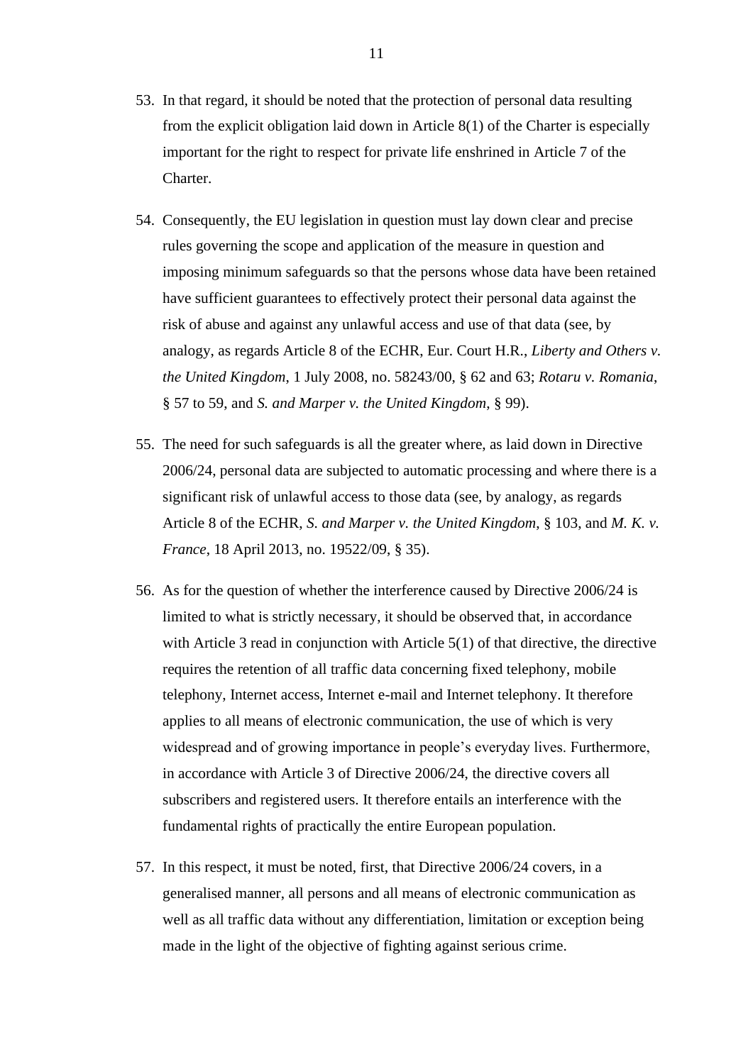53. In that regard, it should be noted that the protection of personal data resulting from the explicit obligation laid down in Article 8(1) of the Charter is especially important for the right to respect for private life enshrined in Article 7 of the Charter.

54. Consequently, the EU legislation in question must lay down clear and precise rules governing the scope and application of the measure in question and imposing minimum safeguards so that the persons whose data have been retained have sufficient guarantees to effectively protect their personal data against the risk of abuse and against any unlawful access and use of that data (see, by analogy, as regards Article 8 of the ECHR, Eur. Court H.R., *Liberty and Others v. the United Kingdom*, 1 July 2008, no. 58243/00, § 62 and 63; *Rotaru v. Romania*, § 57 to 59, and *S. and Marper v. the United Kingdom*, § 99).

55. The need for such safeguards is all the greater where, as laid down in Directive 2006/24, personal data are subjected to automatic processing and where there is a significant risk of unlawful access to those data (see, by analogy, as regards Article 8 of the ECHR, *S. and Marper v. the United Kingdom*, § 103, and *M. K. v. France*, 18 April 2013, no. 19522/09, § 35).

56. As for the question of whether the interference caused by Directive 2006/24 is limited to what is strictly necessary, it should be observed that, in accordance with Article 3 read in conjunction with Article 5(1) of that directive, the directive requires the retention of all traffic data concerning fixed telephony, mobile telephony, Internet access, Internet e-mail and Internet telephony. It therefore applies to all means of electronic communication, the use of which is very widespread and of growing importance in people's everyday lives. Furthermore, in accordance with Article 3 of Directive 2006/24, the directive covers all subscribers and registered users. It therefore entails an interference with the fundamental rights of practically the entire European population.

57. In this respect, it must be noted, first, that Directive 2006/24 covers, in a generalised manner, all persons and all means of electronic communication as well as all traffic data without any differentiation, limitation or exception being made in the light of the objective of fighting against serious crime.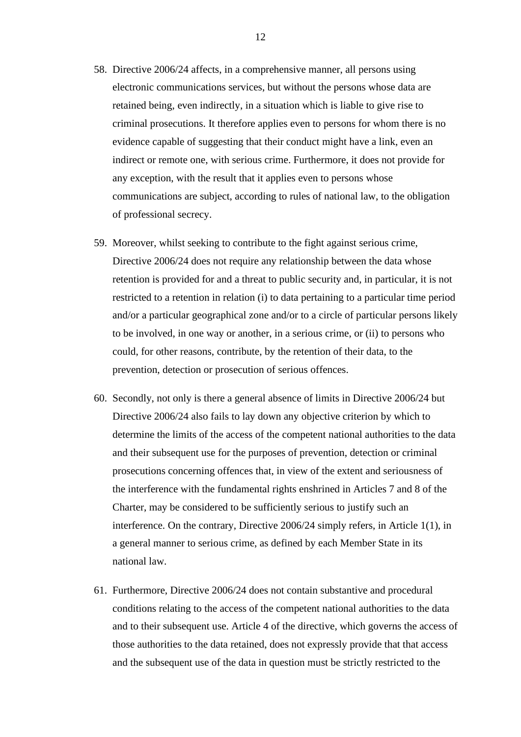58. Directive 2006/24 affects, in a comprehensive manner, all persons using electronic communications services, but without the persons whose data are retained being, even indirectly, in a situation which is liable to give rise to criminal prosecutions. It therefore applies even to persons for whom there is no evidence capable of suggesting that their conduct might have a link, even an indirect or remote one, with serious crime. Furthermore, it does not provide for any exception, with the result that it applies even to persons whose communications are subject, according to rules of national law, to the obligation of professional secrecy.

59. Moreover, whilst seeking to contribute to the fight against serious crime, Directive 2006/24 does not require any relationship between the data whose retention is provided for and a threat to public security and, in particular, it is not restricted to a retention in relation (i) to data pertaining to a particular time period and/or a particular geographical zone and/or to a circle of particular persons likely to be involved, in one way or another, in a serious crime, or (ii) to persons who could, for other reasons, contribute, by the retention of their data, to the prevention, detection or prosecution of serious offences.

60. Secondly, not only is there a general absence of limits in Directive 2006/24 but Directive 2006/24 also fails to lay down any objective criterion by which to determine the limits of the access of the competent national authorities to the data and their subsequent use for the purposes of prevention, detection or criminal prosecutions concerning offences that, in view of the extent and seriousness of the interference with the fundamental rights enshrined in Articles 7 and 8 of the Charter, may be considered to be sufficiently serious to justify such an interference. On the contrary, Directive 2006/24 simply refers, in Article 1(1), in a general manner to serious crime, as defined by each Member State in its national law.

61. Furthermore, Directive 2006/24 does not contain substantive and procedural conditions relating to the access of the competent national authorities to the data and to their subsequent use. Article 4 of the directive, which governs the access of those authorities to the data retained, does not expressly provide that that access and the subsequent use of the data in question must be strictly restricted to the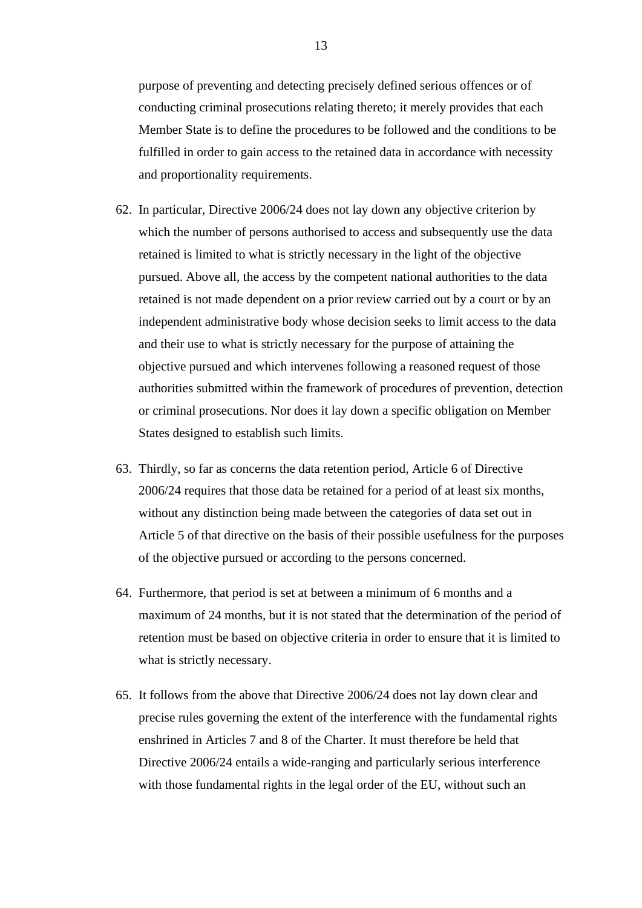purpose of preventing and detecting precisely defined serious offences or of conducting criminal prosecutions relating thereto; it merely provides that each Member State is to define the procedures to be followed and the conditions to be fulfilled in order to gain access to the retained data in accordance with necessity and proportionality requirements.

62. In particular, Directive 2006/24 does not lay down any objective criterion by which the number of persons authorised to access and subsequently use the data retained is limited to what is strictly necessary in the light of the objective pursued. Above all, the access by the competent national authorities to the data retained is not made dependent on a prior review carried out by a court or by an independent administrative body whose decision seeks to limit access to the data and their use to what is strictly necessary for the purpose of attaining the objective pursued and which intervenes following a reasoned request of those authorities submitted within the framework of procedures of prevention, detection or criminal prosecutions. Nor does it lay down a specific obligation on Member States designed to establish such limits.

63. Thirdly, so far as concerns the data retention period, Article 6 of Directive 2006/24 requires that those data be retained for a period of at least six months, without any distinction being made between the categories of data set out in Article 5 of that directive on the basis of their possible usefulness for the purposes of the objective pursued or according to the persons concerned.

64. Furthermore, that period is set at between a minimum of 6 months and a maximum of 24 months, but it is not stated that the determination of the period of retention must be based on objective criteria in order to ensure that it is limited to what is strictly necessary.

65. It follows from the above that Directive 2006/24 does not lay down clear and precise rules governing the extent of the interference with the fundamental rights enshrined in Articles 7 and 8 of the Charter. It must therefore be held that Directive 2006/24 entails a wide-ranging and particularly serious interference with those fundamental rights in the legal order of the EU, without such an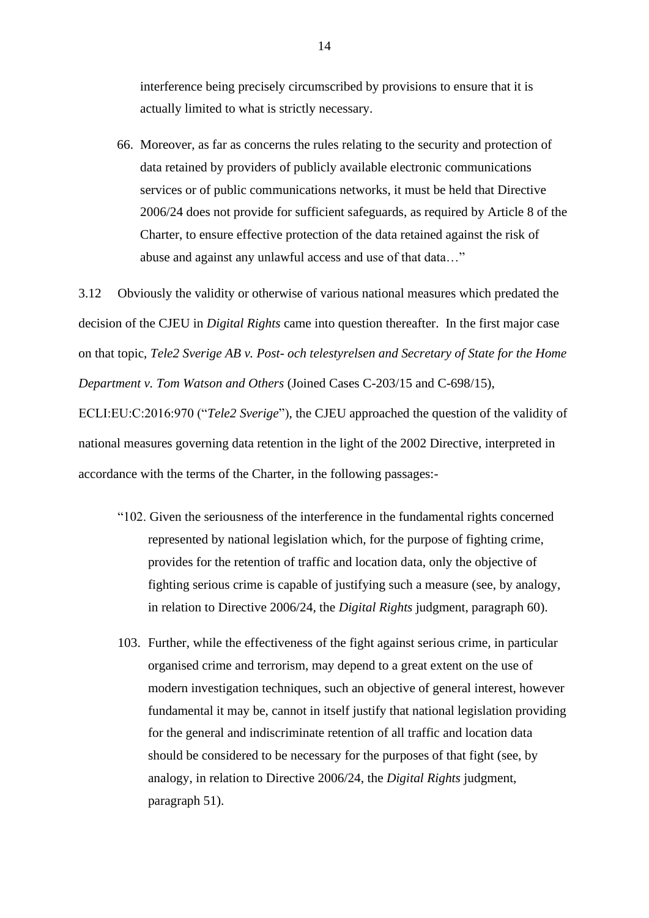interference being precisely circumscribed by provisions to ensure that it is actually limited to what is strictly necessary.

66. Moreover, as far as concerns the rules relating to the security and protection of data retained by providers of publicly available electronic communications services or of public communications networks, it must be held that Directive 2006/24 does not provide for sufficient safeguards, as required by Article 8 of the Charter, to ensure effective protection of the data retained against the risk of abuse and against any unlawful access and use of that data…"

3.12 Obviously the validity or otherwise of various national measures which predated the decision of the CJEU in *Digital Rights* came into question thereafter. In the first major case on that topic, *Tele2 Sverige AB v. Post- och telestyrelsen and Secretary of State for the Home Department v. Tom Watson and Others* (Joined Cases C-203/15 and C-698/15), ECLI:EU:C:2016:970 ("*Tele2 Sverige*"), the CJEU approached the question of the validity of national measures governing data retention in the light of the 2002 Directive, interpreted in accordance with the terms of the Charter, in the following passages:-

"102. Given the seriousness of the interference in the fundamental rights concerned represented by national legislation which, for the purpose of fighting crime, provides for the retention of traffic and location data, only the objective of fighting serious crime is capable of justifying such a measure (see, by analogy, in relation to Directive 2006/24, the *Digital Rights* judgment, paragraph 60).

103. Further, while the effectiveness of the fight against serious crime, in particular organised crime and terrorism, may depend to a great extent on the use of modern investigation techniques, such an objective of general interest, however fundamental it may be, cannot in itself justify that national legislation providing for the general and indiscriminate retention of all traffic and location data should be considered to be necessary for the purposes of that fight (see, by analogy, in relation to Directive 2006/24, the *Digital Rights* judgment, paragraph 51).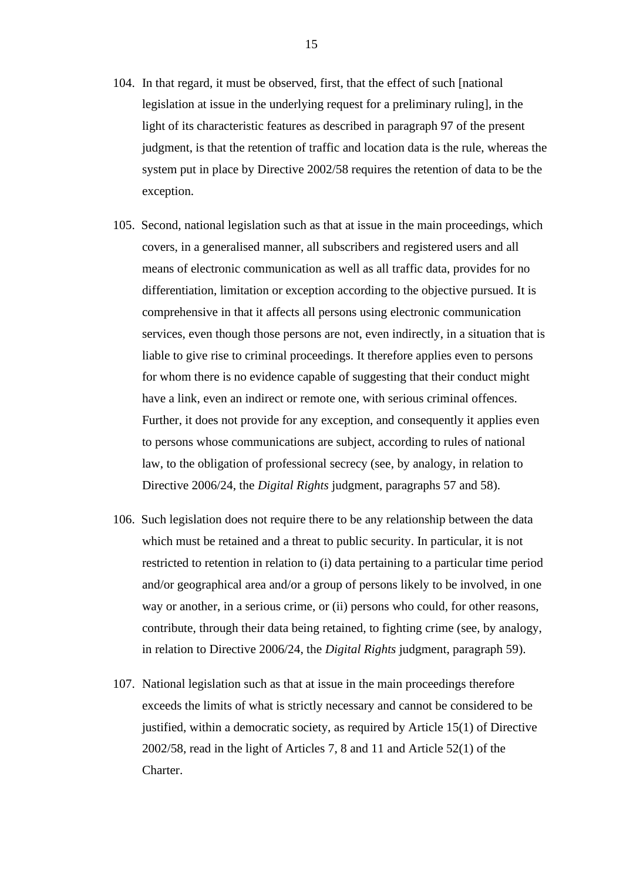104. In that regard, it must be observed, first, that the effect of such [national legislation at issue in the underlying request for a preliminary ruling], in the light of its characteristic features as described in paragraph 97 of the present judgment, is that the retention of traffic and location data is the rule, whereas the system put in place by Directive 2002/58 requires the retention of data to be the exception.

105. Second, national legislation such as that at issue in the main proceedings, which covers, in a generalised manner, all subscribers and registered users and all means of electronic communication as well as all traffic data, provides for no differentiation, limitation or exception according to the objective pursued. It is comprehensive in that it affects all persons using electronic communication services, even though those persons are not, even indirectly, in a situation that is liable to give rise to criminal proceedings. It therefore applies even to persons for whom there is no evidence capable of suggesting that their conduct might have a link, even an indirect or remote one, with serious criminal offences. Further, it does not provide for any exception, and consequently it applies even to persons whose communications are subject, according to rules of national law, to the obligation of professional secrecy (see, by analogy, in relation to Directive 2006/24, the *Digital Rights* judgment, paragraphs 57 and 58).

106. Such legislation does not require there to be any relationship between the data which must be retained and a threat to public security. In particular, it is not restricted to retention in relation to (i) data pertaining to a particular time period and/or geographical area and/or a group of persons likely to be involved, in one way or another, in a serious crime, or (ii) persons who could, for other reasons, contribute, through their data being retained, to fighting crime (see, by analogy, in relation to Directive 2006/24, the *Digital Rights* judgment, paragraph 59).

107. National legislation such as that at issue in the main proceedings therefore exceeds the limits of what is strictly necessary and cannot be considered to be justified, within a democratic society, as required by Article 15(1) of Directive 2002/58, read in the light of Articles 7, 8 and 11 and Article 52(1) of the Charter.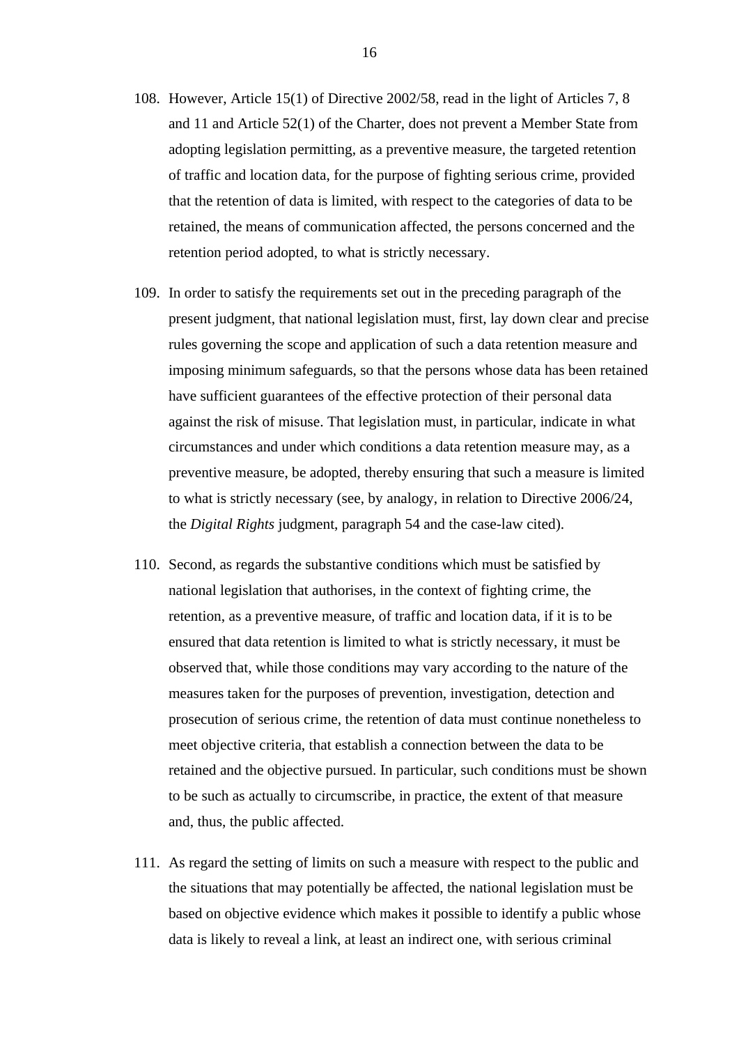108. However, Article 15(1) of Directive 2002/58, read in the light of Articles 7, 8 and 11 and Article 52(1) of the Charter, does not prevent a Member State from adopting legislation permitting, as a preventive measure, the targeted retention of traffic and location data, for the purpose of fighting serious crime, provided that the retention of data is limited, with respect to the categories of data to be retained, the means of communication affected, the persons concerned and the retention period adopted, to what is strictly necessary.

109. In order to satisfy the requirements set out in the preceding paragraph of the present judgment, that national legislation must, first, lay down clear and precise rules governing the scope and application of such a data retention measure and imposing minimum safeguards, so that the persons whose data has been retained have sufficient guarantees of the effective protection of their personal data against the risk of misuse. That legislation must, in particular, indicate in what circumstances and under which conditions a data retention measure may, as a preventive measure, be adopted, thereby ensuring that such a measure is limited to what is strictly necessary (see, by analogy, in relation to Directive 2006/24, the *Digital Rights* judgment, paragraph 54 and the case-law cited).

110. Second, as regards the substantive conditions which must be satisfied by national legislation that authorises, in the context of fighting crime, the retention, as a preventive measure, of traffic and location data, if it is to be ensured that data retention is limited to what is strictly necessary, it must be observed that, while those conditions may vary according to the nature of the measures taken for the purposes of prevention, investigation, detection and prosecution of serious crime, the retention of data must continue nonetheless to meet objective criteria, that establish a connection between the data to be retained and the objective pursued. In particular, such conditions must be shown to be such as actually to circumscribe, in practice, the extent of that measure and, thus, the public affected.

111. As regard the setting of limits on such a measure with respect to the public and the situations that may potentially be affected, the national legislation must be based on objective evidence which makes it possible to identify a public whose data is likely to reveal a link, at least an indirect one, with serious criminal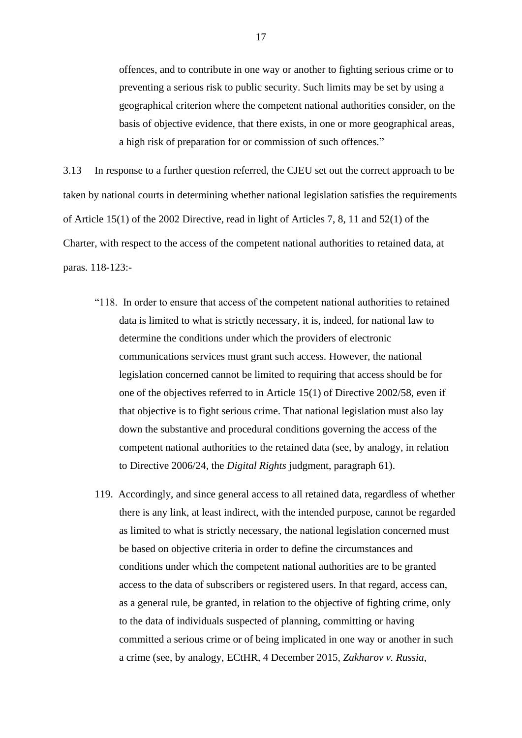> offences, and to contribute in one way or another to fighting serious crime or to preventing a serious risk to public security. Such limits may be set by using a geographical criterion where the competent national authorities consider, on the basis of objective evidence, that there exists, in one or more geographical areas, a high risk of preparation for or commission of such offences."

3.13 In response to a further question referred, the CJEU set out the correct approach to be taken by national courts in determining whether national legislation satisfies the requirements of Article 15(1) of the 2002 Directive, read in light of Articles 7, 8, 11 and 52(1) of the Charter, with respect to the access of the competent national authorities to retained data, at paras. 118-123:-

> "118. In order to ensure that access of the competent national authorities to retained data is limited to what is strictly necessary, it is, indeed, for national law to determine the conditions under which the providers of electronic communications services must grant such access. However, the national legislation concerned cannot be limited to requiring that access should be for one of the objectives referred to in Article 15(1) of Directive 2002/58, even if that objective is to fight serious crime. That national legislation must also lay down the substantive and procedural conditions governing the access of the competent national authorities to the retained data (see, by analogy, in relation to Directive 2006/24, the *Digital Rights* judgment, paragraph 61).
>
> 119. Accordingly, and since general access to all retained data, regardless of whether there is any link, at least indirect, with the intended purpose, cannot be regarded as limited to what is strictly necessary, the national legislation concerned must be based on objective criteria in order to define the circumstances and conditions under which the competent national authorities are to be granted access to the data of subscribers or registered users. In that regard, access can, as a general rule, be granted, in relation to the objective of fighting crime, only to the data of individuals suspected of planning, committing or having committed a serious crime or of being implicated in one way or another in such a crime (see, by analogy, ECtHR, 4 December 2015, *Zakharov v. Russia*,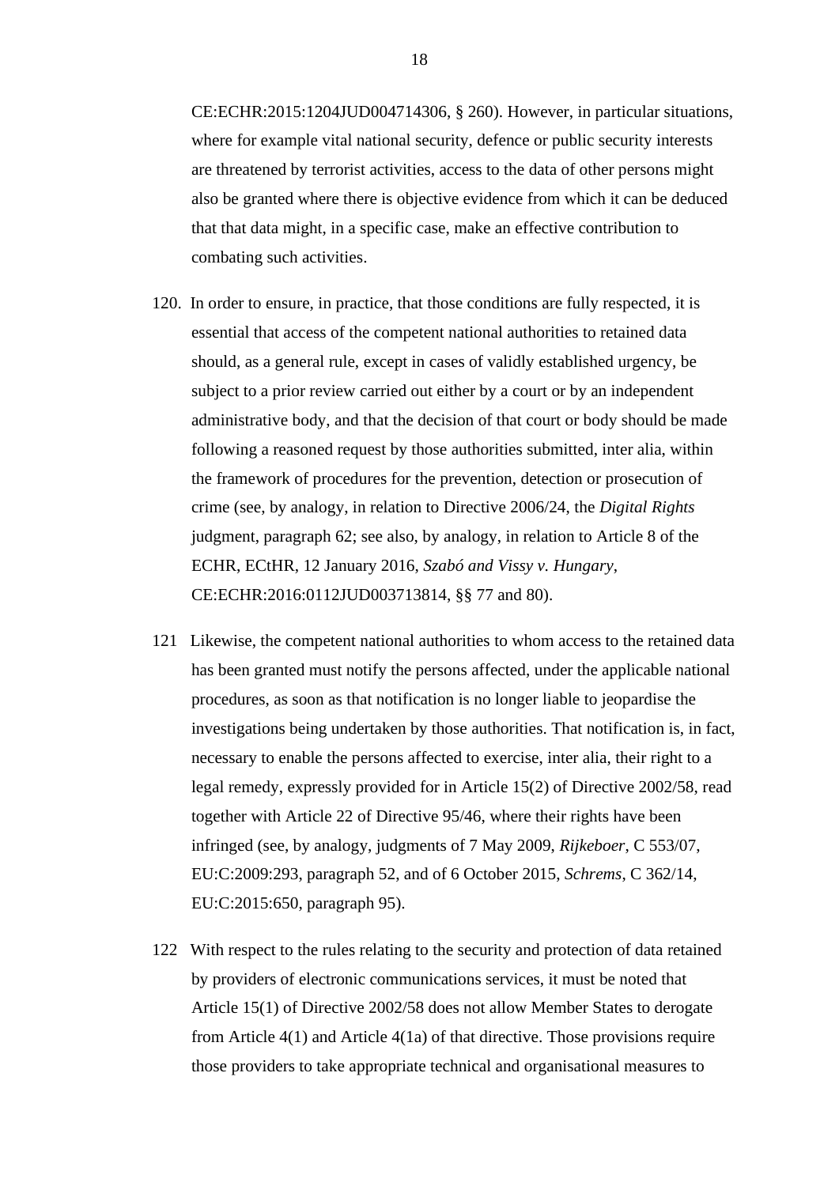CE:ECHR:2015:1204JUD004714306, § 260). However, in particular situations, where for example vital national security, defence or public security interests are threatened by terrorist activities, access to the data of other persons might also be granted where there is objective evidence from which it can be deduced that that data might, in a specific case, make an effective contribution to combating such activities.

120. In order to ensure, in practice, that those conditions are fully respected, it is essential that access of the competent national authorities to retained data should, as a general rule, except in cases of validly established urgency, be subject to a prior review carried out either by a court or by an independent administrative body, and that the decision of that court or body should be made following a reasoned request by those authorities submitted, inter alia, within the framework of procedures for the prevention, detection or prosecution of crime (see, by analogy, in relation to Directive 2006/24, the *Digital Rights* judgment, paragraph 62; see also, by analogy, in relation to Article 8 of the ECHR, ECtHR, 12 January 2016, *Szabó and Vissy v. Hungary*, CE:ECHR:2016:0112JUD003713814, §§ 77 and 80).

121 Likewise, the competent national authorities to whom access to the retained data has been granted must notify the persons affected, under the applicable national procedures, as soon as that notification is no longer liable to jeopardise the investigations being undertaken by those authorities. That notification is, in fact, necessary to enable the persons affected to exercise, inter alia, their right to a legal remedy, expressly provided for in Article 15(2) of Directive 2002/58, read together with Article 22 of Directive 95/46, where their rights have been infringed (see, by analogy, judgments of 7 May 2009, *Rijkeboer*, C 553/07, EU:C:2009:293, paragraph 52, and of 6 October 2015, *Schrems*, C 362/14, EU:C:2015:650, paragraph 95).

122 With respect to the rules relating to the security and protection of data retained by providers of electronic communications services, it must be noted that Article 15(1) of Directive 2002/58 does not allow Member States to derogate from Article 4(1) and Article 4(1a) of that directive. Those provisions require those providers to take appropriate technical and organisational measures to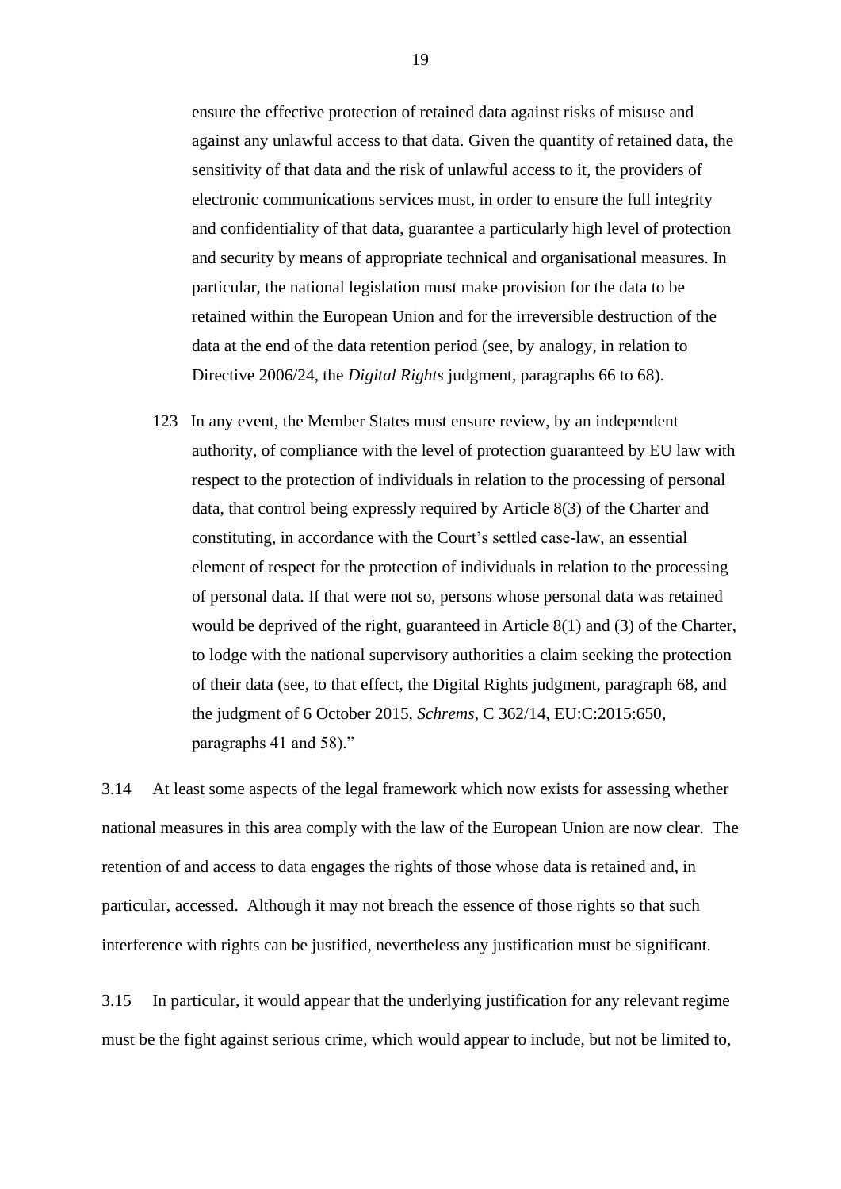ensure the effective protection of retained data against risks of misuse and against any unlawful access to that data. Given the quantity of retained data, the sensitivity of that data and the risk of unlawful access to it, the providers of electronic communications services must, in order to ensure the full integrity and confidentiality of that data, guarantee a particularly high level of protection and security by means of appropriate technical and organisational measures. In particular, the national legislation must make provision for the data to be retained within the European Union and for the irreversible destruction of the data at the end of the data retention period (see, by analogy, in relation to Directive 2006/24, the *Digital Rights* judgment, paragraphs 66 to 68).

123 In any event, the Member States must ensure review, by an independent authority, of compliance with the level of protection guaranteed by EU law with respect to the protection of individuals in relation to the processing of personal data, that control being expressly required by Article 8(3) of the Charter and constituting, in accordance with the Court's settled case-law, an essential element of respect for the protection of individuals in relation to the processing of personal data. If that were not so, persons whose personal data was retained would be deprived of the right, guaranteed in Article 8(1) and (3) of the Charter, to lodge with the national supervisory authorities a claim seeking the protection of their data (see, to that effect, the Digital Rights judgment, paragraph 68, and the judgment of 6 October 2015, *Schrems*, C 362/14, EU:C:2015:650, paragraphs 41 and 58)."

3.14 At least some aspects of the legal framework which now exists for assessing whether national measures in this area comply with the law of the European Union are now clear. The retention of and access to data engages the rights of those whose data is retained and, in particular, accessed. Although it may not breach the essence of those rights so that such interference with rights can be justified, nevertheless any justification must be significant.

3.15 In particular, it would appear that the underlying justification for any relevant regime must be the fight against serious crime, which would appear to include, but not be limited to,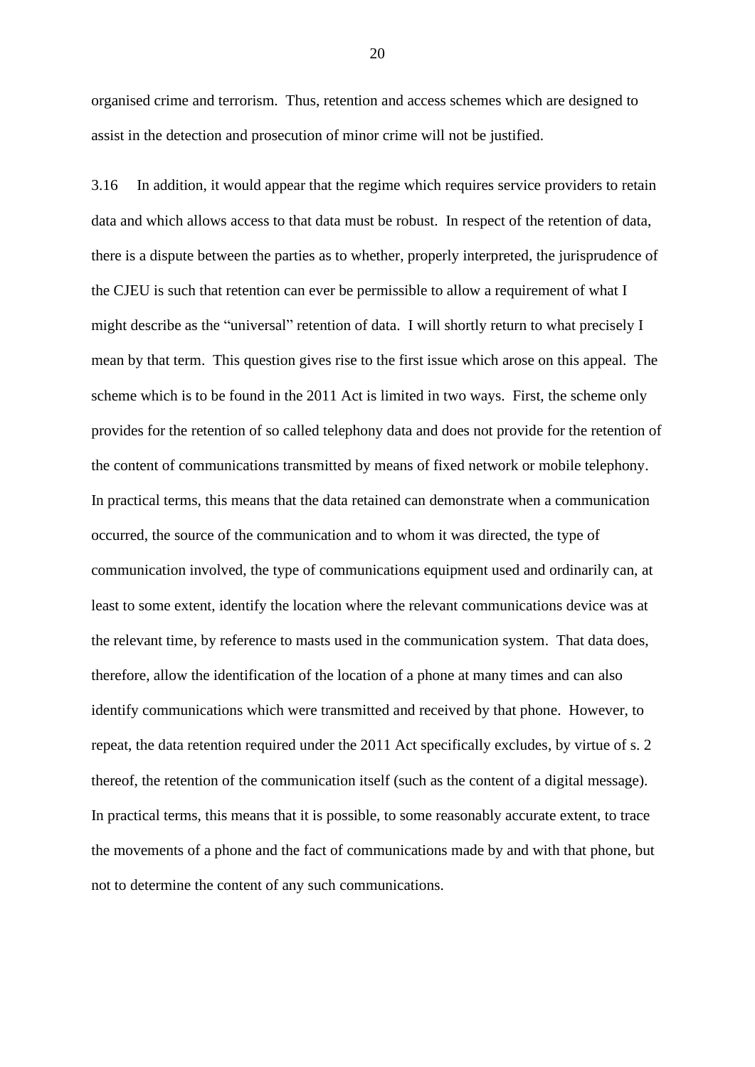organised crime and terrorism. Thus, retention and access schemes which are designed to assist in the detection and prosecution of minor crime will not be justified.

3.16 In addition, it would appear that the regime which requires service providers to retain data and which allows access to that data must be robust. In respect of the retention of data, there is a dispute between the parties as to whether, properly interpreted, the jurisprudence of the CJEU is such that retention can ever be permissible to allow a requirement of what I might describe as the "universal" retention of data. I will shortly return to what precisely I mean by that term. This question gives rise to the first issue which arose on this appeal. The scheme which is to be found in the 2011 Act is limited in two ways. First, the scheme only provides for the retention of so called telephony data and does not provide for the retention of the content of communications transmitted by means of fixed network or mobile telephony. In practical terms, this means that the data retained can demonstrate when a communication occurred, the source of the communication and to whom it was directed, the type of communication involved, the type of communications equipment used and ordinarily can, at least to some extent, identify the location where the relevant communications device was at the relevant time, by reference to masts used in the communication system. That data does, therefore, allow the identification of the location of a phone at many times and can also identify communications which were transmitted and received by that phone. However, to repeat, the data retention required under the 2011 Act specifically excludes, by virtue of s. 2 thereof, the retention of the communication itself (such as the content of a digital message). In practical terms, this means that it is possible, to some reasonably accurate extent, to trace the movements of a phone and the fact of communications made by and with that phone, but not to determine the content of any such communications.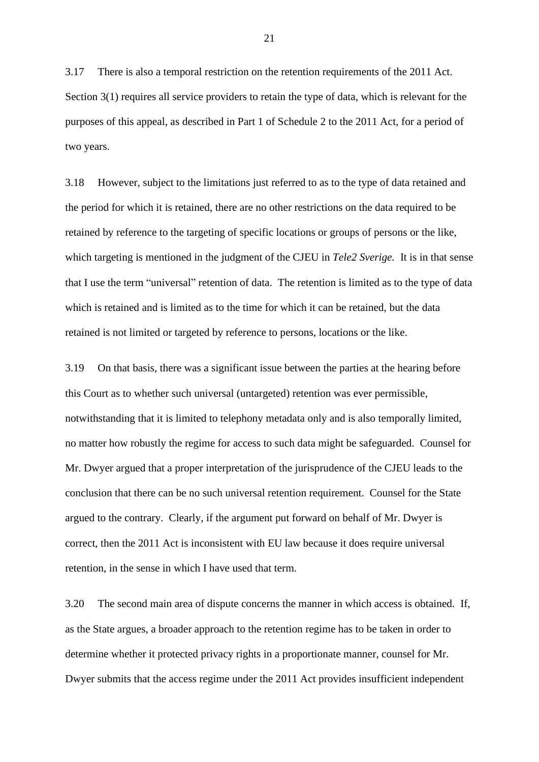3.17 There is also a temporal restriction on the retention requirements of the 2011 Act. Section 3(1) requires all service providers to retain the type of data, which is relevant for the purposes of this appeal, as described in Part 1 of Schedule 2 to the 2011 Act, for a period of two years.

3.18 However, subject to the limitations just referred to as to the type of data retained and the period for which it is retained, there are no other restrictions on the data required to be retained by reference to the targeting of specific locations or groups of persons or the like, which targeting is mentioned in the judgment of the CJEU in *Tele2 Sverige.* It is in that sense that I use the term "universal" retention of data. The retention is limited as to the type of data which is retained and is limited as to the time for which it can be retained, but the data retained is not limited or targeted by reference to persons, locations or the like.

3.19 On that basis, there was a significant issue between the parties at the hearing before this Court as to whether such universal (untargeted) retention was ever permissible, notwithstanding that it is limited to telephony metadata only and is also temporally limited, no matter how robustly the regime for access to such data might be safeguarded. Counsel for Mr. Dwyer argued that a proper interpretation of the jurisprudence of the CJEU leads to the conclusion that there can be no such universal retention requirement. Counsel for the State argued to the contrary. Clearly, if the argument put forward on behalf of Mr. Dwyer is correct, then the 2011 Act is inconsistent with EU law because it does require universal retention, in the sense in which I have used that term.

3.20 The second main area of dispute concerns the manner in which access is obtained. If, as the State argues, a broader approach to the retention regime has to be taken in order to determine whether it protected privacy rights in a proportionate manner, counsel for Mr. Dwyer submits that the access regime under the 2011 Act provides insufficient independent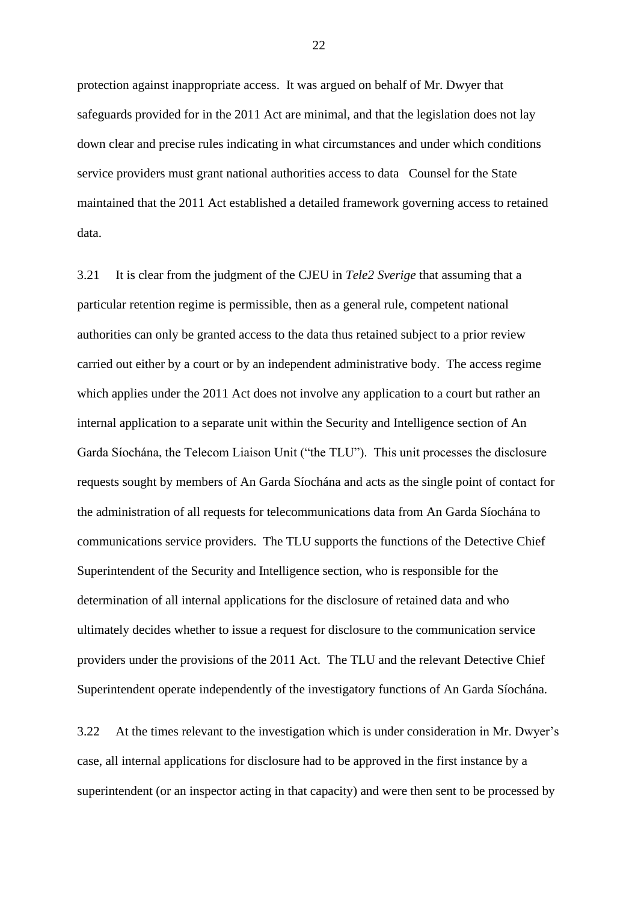protection against inappropriate access. It was argued on behalf of Mr. Dwyer that safeguards provided for in the 2011 Act are minimal, and that the legislation does not lay down clear and precise rules indicating in what circumstances and under which conditions service providers must grant national authorities access to data Counsel for the State maintained that the 2011 Act established a detailed framework governing access to retained data.

3.21 It is clear from the judgment of the CJEU in *Tele2 Sverige* that assuming that a particular retention regime is permissible, then as a general rule, competent national authorities can only be granted access to the data thus retained subject to a prior review carried out either by a court or by an independent administrative body. The access regime which applies under the 2011 Act does not involve any application to a court but rather an internal application to a separate unit within the Security and Intelligence section of An Garda Síochána, the Telecom Liaison Unit ("the TLU"). This unit processes the disclosure requests sought by members of An Garda Síochána and acts as the single point of contact for the administration of all requests for telecommunications data from An Garda Síochána to communications service providers. The TLU supports the functions of the Detective Chief Superintendent of the Security and Intelligence section, who is responsible for the determination of all internal applications for the disclosure of retained data and who ultimately decides whether to issue a request for disclosure to the communication service providers under the provisions of the 2011 Act. The TLU and the relevant Detective Chief Superintendent operate independently of the investigatory functions of An Garda Síochána.

3.22 At the times relevant to the investigation which is under consideration in Mr. Dwyer's case, all internal applications for disclosure had to be approved in the first instance by a superintendent (or an inspector acting in that capacity) and were then sent to be processed by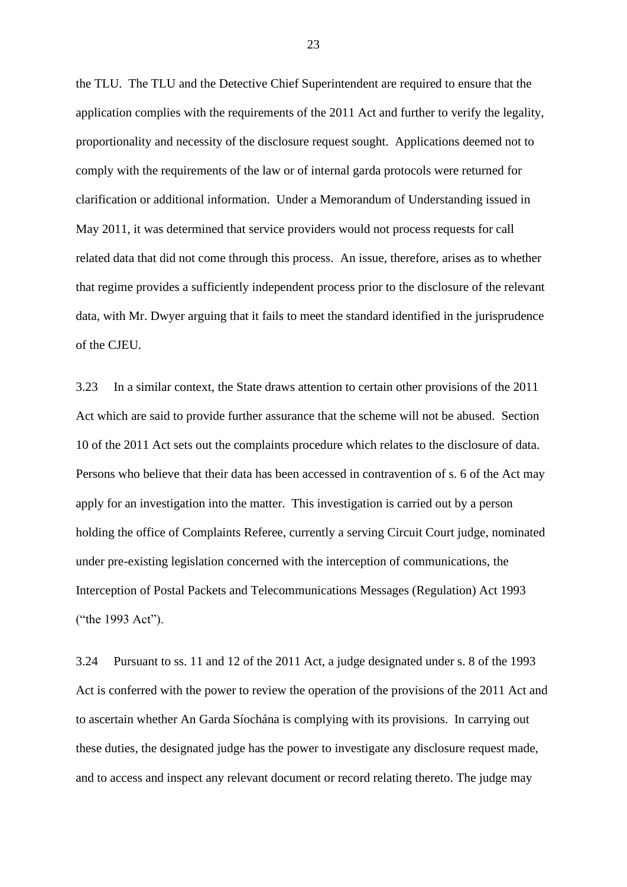the TLU. The TLU and the Detective Chief Superintendent are required to ensure that the application complies with the requirements of the 2011 Act and further to verify the legality, proportionality and necessity of the disclosure request sought. Applications deemed not to comply with the requirements of the law or of internal garda protocols were returned for clarification or additional information. Under a Memorandum of Understanding issued in May 2011, it was determined that service providers would not process requests for call related data that did not come through this process. An issue, therefore, arises as to whether that regime provides a sufficiently independent process prior to the disclosure of the relevant data, with Mr. Dwyer arguing that it fails to meet the standard identified in the jurisprudence of the CJEU.

3.23 In a similar context, the State draws attention to certain other provisions of the 2011 Act which are said to provide further assurance that the scheme will not be abused. Section 10 of the 2011 Act sets out the complaints procedure which relates to the disclosure of data. Persons who believe that their data has been accessed in contravention of s. 6 of the Act may apply for an investigation into the matter. This investigation is carried out by a person holding the office of Complaints Referee, currently a serving Circuit Court judge, nominated under pre-existing legislation concerned with the interception of communications, the Interception of Postal Packets and Telecommunications Messages (Regulation) Act 1993 ("the 1993 Act").

3.24 Pursuant to ss. 11 and 12 of the 2011 Act, a judge designated under s. 8 of the 1993 Act is conferred with the power to review the operation of the provisions of the 2011 Act and to ascertain whether An Garda Síochána is complying with its provisions. In carrying out these duties, the designated judge has the power to investigate any disclosure request made, and to access and inspect any relevant document or record relating thereto. The judge may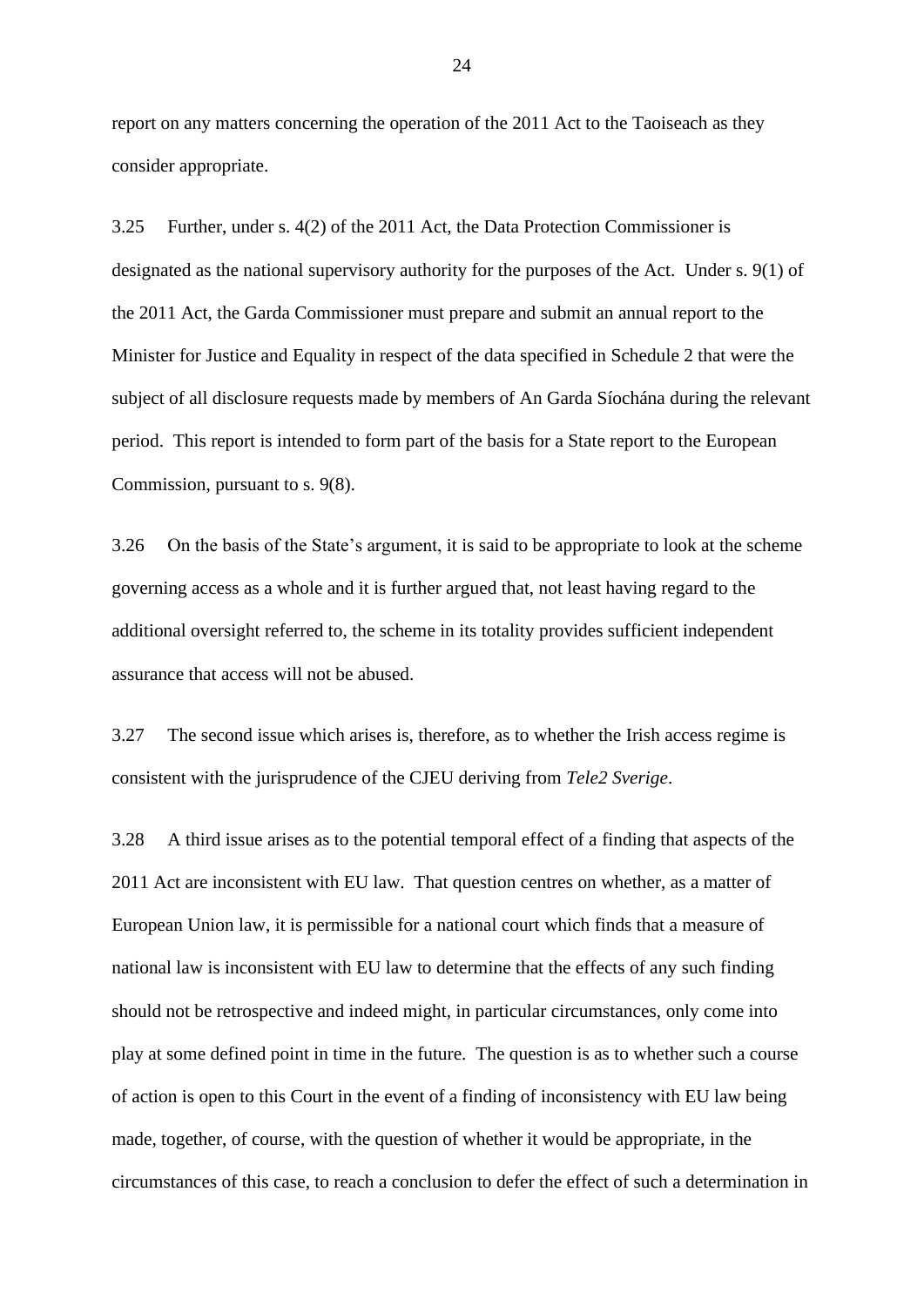report on any matters concerning the operation of the 2011 Act to the Taoiseach as they consider appropriate.

3.25 Further, under s. 4(2) of the 2011 Act, the Data Protection Commissioner is designated as the national supervisory authority for the purposes of the Act. Under s. 9(1) of the 2011 Act, the Garda Commissioner must prepare and submit an annual report to the Minister for Justice and Equality in respect of the data specified in Schedule 2 that were the subject of all disclosure requests made by members of An Garda Síochána during the relevant period. This report is intended to form part of the basis for a State report to the European Commission, pursuant to s. 9(8).

3.26 On the basis of the State's argument, it is said to be appropriate to look at the scheme governing access as a whole and it is further argued that, not least having regard to the additional oversight referred to, the scheme in its totality provides sufficient independent assurance that access will not be abused.

3.27 The second issue which arises is, therefore, as to whether the Irish access regime is consistent with the jurisprudence of the CJEU deriving from *Tele2 Sverige*.

3.28 A third issue arises as to the potential temporal effect of a finding that aspects of the 2011 Act are inconsistent with EU law. That question centres on whether, as a matter of European Union law, it is permissible for a national court which finds that a measure of national law is inconsistent with EU law to determine that the effects of any such finding should not be retrospective and indeed might, in particular circumstances, only come into play at some defined point in time in the future. The question is as to whether such a course of action is open to this Court in the event of a finding of inconsistency with EU law being made, together, of course, with the question of whether it would be appropriate, in the circumstances of this case, to reach a conclusion to defer the effect of such a determination in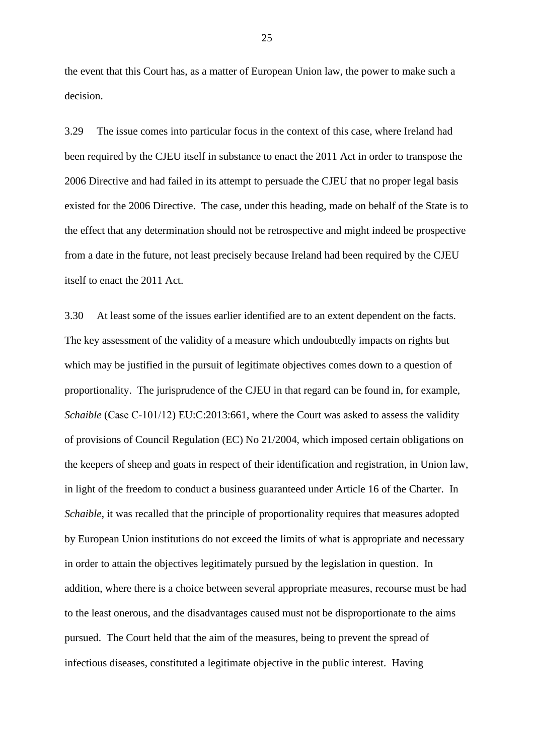the event that this Court has, as a matter of European Union law, the power to make such a decision.

3.29 The issue comes into particular focus in the context of this case, where Ireland had been required by the CJEU itself in substance to enact the 2011 Act in order to transpose the 2006 Directive and had failed in its attempt to persuade the CJEU that no proper legal basis existed for the 2006 Directive. The case, under this heading, made on behalf of the State is to the effect that any determination should not be retrospective and might indeed be prospective from a date in the future, not least precisely because Ireland had been required by the CJEU itself to enact the 2011 Act.

3.30 At least some of the issues earlier identified are to an extent dependent on the facts. The key assessment of the validity of a measure which undoubtedly impacts on rights but which may be justified in the pursuit of legitimate objectives comes down to a question of proportionality. The jurisprudence of the CJEU in that regard can be found in, for example, *Schaible* (Case C-101/12) EU:C:2013:661, where the Court was asked to assess the validity of provisions of Council Regulation (EC) No 21/2004, which imposed certain obligations on the keepers of sheep and goats in respect of their identification and registration, in Union law, in light of the freedom to conduct a business guaranteed under Article 16 of the Charter. In *Schaible*, it was recalled that the principle of proportionality requires that measures adopted by European Union institutions do not exceed the limits of what is appropriate and necessary in order to attain the objectives legitimately pursued by the legislation in question. In addition, where there is a choice between several appropriate measures, recourse must be had to the least onerous, and the disadvantages caused must not be disproportionate to the aims pursued. The Court held that the aim of the measures, being to prevent the spread of infectious diseases, constituted a legitimate objective in the public interest. Having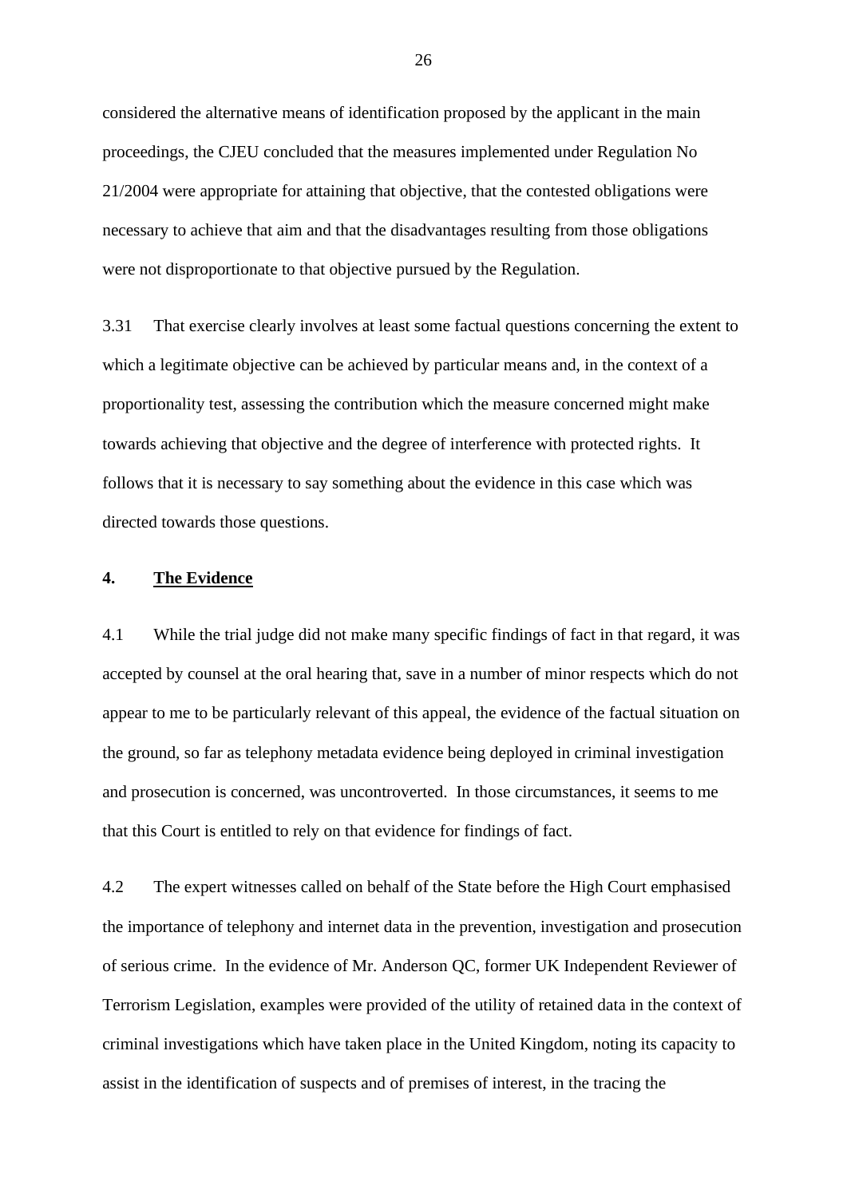considered the alternative means of identification proposed by the applicant in the main proceedings, the CJEU concluded that the measures implemented under Regulation No 21/2004 were appropriate for attaining that objective, that the contested obligations were necessary to achieve that aim and that the disadvantages resulting from those obligations were not disproportionate to that objective pursued by the Regulation.

3.31 That exercise clearly involves at least some factual questions concerning the extent to which a legitimate objective can be achieved by particular means and, in the context of a proportionality test, assessing the contribution which the measure concerned might make towards achieving that objective and the degree of interference with protected rights. It follows that it is necessary to say something about the evidence in this case which was directed towards those questions.

## 4. <u>The Evidence</u>

4.1 While the trial judge did not make many specific findings of fact in that regard, it was accepted by counsel at the oral hearing that, save in a number of minor respects which do not appear to me to be particularly relevant of this appeal, the evidence of the factual situation on the ground, so far as telephony metadata evidence being deployed in criminal investigation and prosecution is concerned, was uncontroverted. In those circumstances, it seems to me that this Court is entitled to rely on that evidence for findings of fact.

4.2 The expert witnesses called on behalf of the State before the High Court emphasised the importance of telephony and internet data in the prevention, investigation and prosecution of serious crime. In the evidence of Mr. Anderson QC, former UK Independent Reviewer of Terrorism Legislation, examples were provided of the utility of retained data in the context of criminal investigations which have taken place in the United Kingdom, noting its capacity to assist in the identification of suspects and of premises of interest, in the tracing the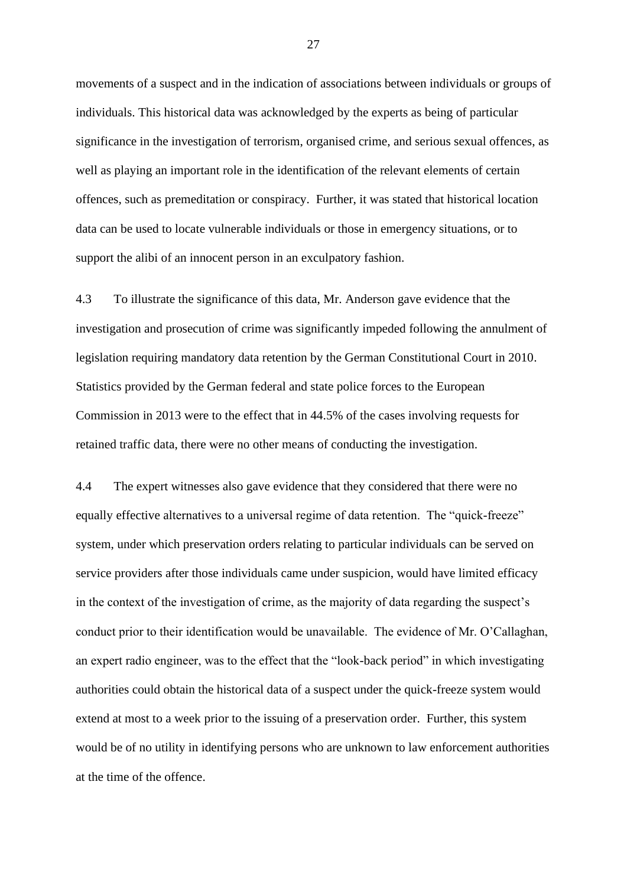movements of a suspect and in the indication of associations between individuals or groups of individuals. This historical data was acknowledged by the experts as being of particular significance in the investigation of terrorism, organised crime, and serious sexual offences, as well as playing an important role in the identification of the relevant elements of certain offences, such as premeditation or conspiracy. Further, it was stated that historical location data can be used to locate vulnerable individuals or those in emergency situations, or to support the alibi of an innocent person in an exculpatory fashion.

4.3 To illustrate the significance of this data, Mr. Anderson gave evidence that the investigation and prosecution of crime was significantly impeded following the annulment of legislation requiring mandatory data retention by the German Constitutional Court in 2010. Statistics provided by the German federal and state police forces to the European Commission in 2013 were to the effect that in 44.5% of the cases involving requests for retained traffic data, there were no other means of conducting the investigation.

4.4 The expert witnesses also gave evidence that they considered that there were no equally effective alternatives to a universal regime of data retention. The "quick-freeze" system, under which preservation orders relating to particular individuals can be served on service providers after those individuals came under suspicion, would have limited efficacy in the context of the investigation of crime, as the majority of data regarding the suspect's conduct prior to their identification would be unavailable. The evidence of Mr. O'Callaghan, an expert radio engineer, was to the effect that the "look-back period" in which investigating authorities could obtain the historical data of a suspect under the quick-freeze system would extend at most to a week prior to the issuing of a preservation order. Further, this system would be of no utility in identifying persons who are unknown to law enforcement authorities at the time of the offence.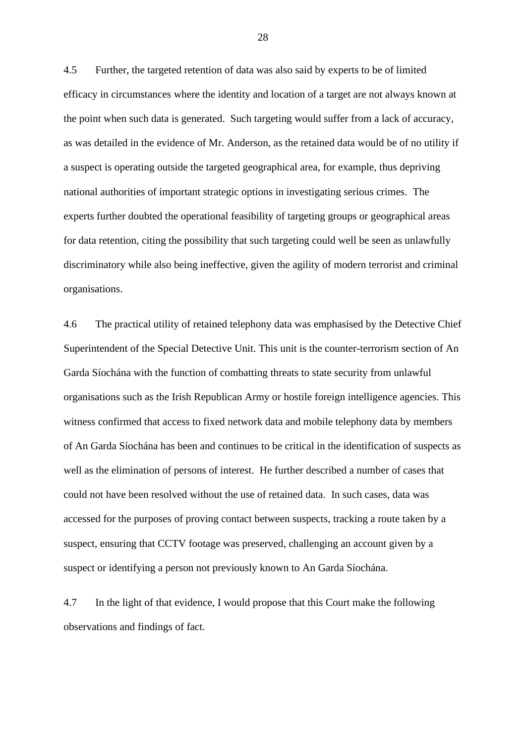4.5 Further, the targeted retention of data was also said by experts to be of limited efficacy in circumstances where the identity and location of a target are not always known at the point when such data is generated. Such targeting would suffer from a lack of accuracy, as was detailed in the evidence of Mr. Anderson, as the retained data would be of no utility if a suspect is operating outside the targeted geographical area, for example, thus depriving national authorities of important strategic options in investigating serious crimes. The experts further doubted the operational feasibility of targeting groups or geographical areas for data retention, citing the possibility that such targeting could well be seen as unlawfully discriminatory while also being ineffective, given the agility of modern terrorist and criminal organisations.

4.6 The practical utility of retained telephony data was emphasised by the Detective Chief Superintendent of the Special Detective Unit. This unit is the counter-terrorism section of An Garda Síochána with the function of combatting threats to state security from unlawful organisations such as the Irish Republican Army or hostile foreign intelligence agencies. This witness confirmed that access to fixed network data and mobile telephony data by members of An Garda Síochána has been and continues to be critical in the identification of suspects as well as the elimination of persons of interest. He further described a number of cases that could not have been resolved without the use of retained data. In such cases, data was accessed for the purposes of proving contact between suspects, tracking a route taken by a suspect, ensuring that CCTV footage was preserved, challenging an account given by a suspect or identifying a person not previously known to An Garda Síochána.

4.7 In the light of that evidence, I would propose that this Court make the following observations and findings of fact.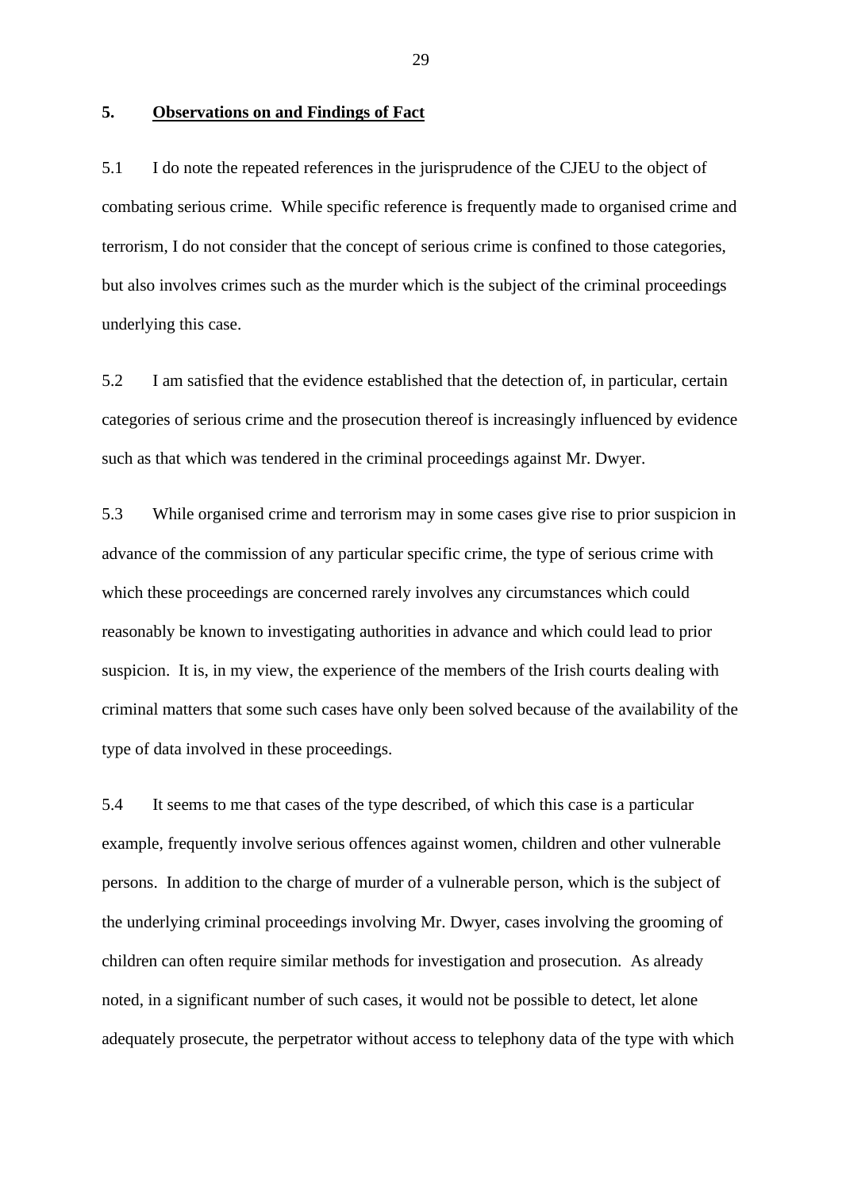## 5. Observations on and Findings of Fact

5.1 I do note the repeated references in the jurisprudence of the CJEU to the object of combating serious crime. While specific reference is frequently made to organised crime and terrorism, I do not consider that the concept of serious crime is confined to those categories, but also involves crimes such as the murder which is the subject of the criminal proceedings underlying this case.

5.2 I am satisfied that the evidence established that the detection of, in particular, certain categories of serious crime and the prosecution thereof is increasingly influenced by evidence such as that which was tendered in the criminal proceedings against Mr. Dwyer.

5.3 While organised crime and terrorism may in some cases give rise to prior suspicion in advance of the commission of any particular specific crime, the type of serious crime with which these proceedings are concerned rarely involves any circumstances which could reasonably be known to investigating authorities in advance and which could lead to prior suspicion. It is, in my view, the experience of the members of the Irish courts dealing with criminal matters that some such cases have only been solved because of the availability of the type of data involved in these proceedings.

5.4 It seems to me that cases of the type described, of which this case is a particular example, frequently involve serious offences against women, children and other vulnerable persons. In addition to the charge of murder of a vulnerable person, which is the subject of the underlying criminal proceedings involving Mr. Dwyer, cases involving the grooming of children can often require similar methods for investigation and prosecution. As already noted, in a significant number of such cases, it would not be possible to detect, let alone adequately prosecute, the perpetrator without access to telephony data of the type with which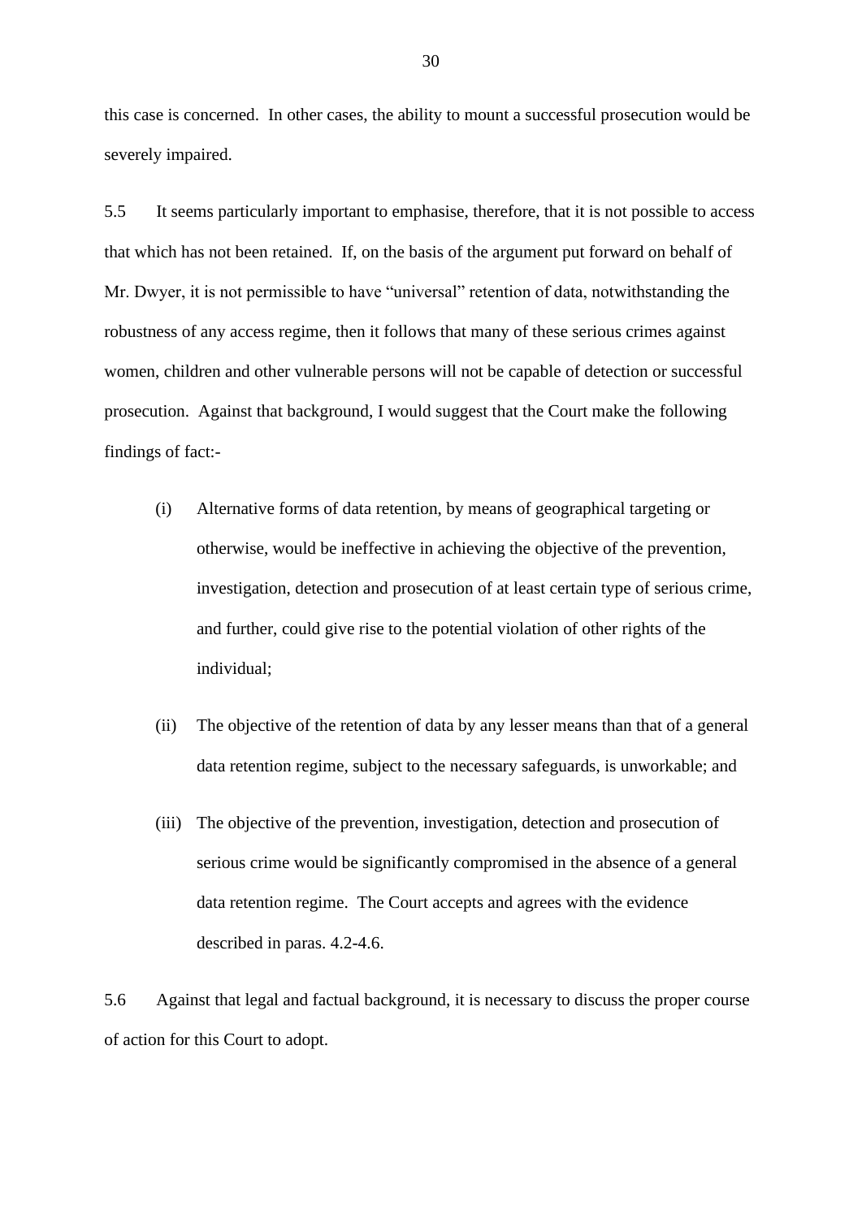this case is concerned. In other cases, the ability to mount a successful prosecution would be severely impaired.

5.5 It seems particularly important to emphasise, therefore, that it is not possible to access that which has not been retained. If, on the basis of the argument put forward on behalf of Mr. Dwyer, it is not permissible to have "universal" retention of data, notwithstanding the robustness of any access regime, then it follows that many of these serious crimes against women, children and other vulnerable persons will not be capable of detection or successful prosecution. Against that background, I would suggest that the Court make the following findings of fact:-

(i) Alternative forms of data retention, by means of geographical targeting or otherwise, would be ineffective in achieving the objective of the prevention, investigation, detection and prosecution of at least certain type of serious crime, and further, could give rise to the potential violation of other rights of the individual;

(ii) The objective of the retention of data by any lesser means than that of a general data retention regime, subject to the necessary safeguards, is unworkable; and

(iii) The objective of the prevention, investigation, detection and prosecution of serious crime would be significantly compromised in the absence of a general data retention regime. The Court accepts and agrees with the evidence described in paras. 4.2-4.6.

5.6 Against that legal and factual background, it is necessary to discuss the proper course of action for this Court to adopt.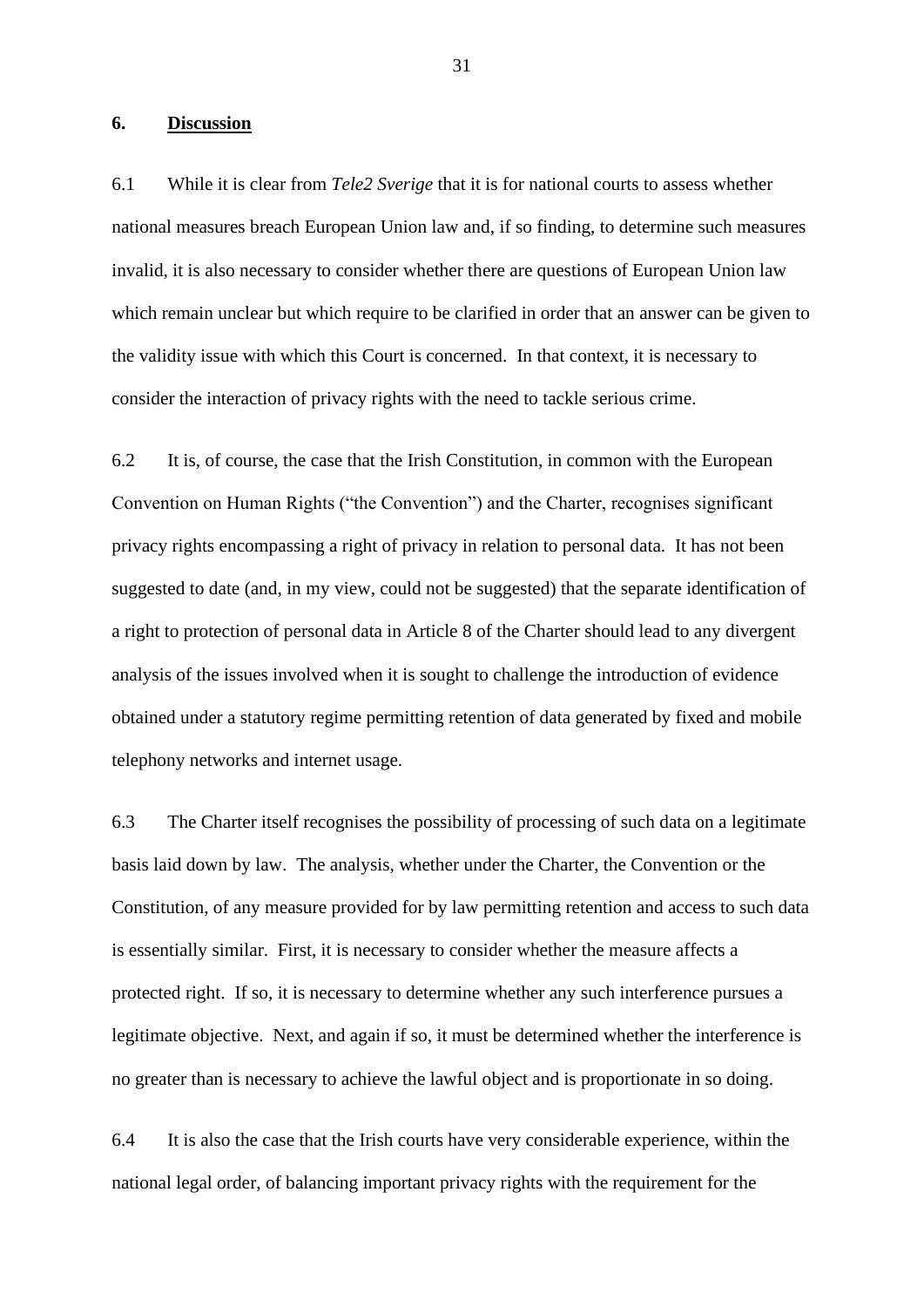## 6. Discussion

6.1 While it is clear from *Tele2 Sverige* that it is for national courts to assess whether national measures breach European Union law and, if so finding, to determine such measures invalid, it is also necessary to consider whether there are questions of European Union law which remain unclear but which require to be clarified in order that an answer can be given to the validity issue with which this Court is concerned. In that context, it is necessary to consider the interaction of privacy rights with the need to tackle serious crime.

6.2 It is, of course, the case that the Irish Constitution, in common with the European Convention on Human Rights ("the Convention") and the Charter, recognises significant privacy rights encompassing a right of privacy in relation to personal data. It has not been suggested to date (and, in my view, could not be suggested) that the separate identification of a right to protection of personal data in Article 8 of the Charter should lead to any divergent analysis of the issues involved when it is sought to challenge the introduction of evidence obtained under a statutory regime permitting retention of data generated by fixed and mobile telephony networks and internet usage.

6.3 The Charter itself recognises the possibility of processing of such data on a legitimate basis laid down by law. The analysis, whether under the Charter, the Convention or the Constitution, of any measure provided for by law permitting retention and access to such data is essentially similar. First, it is necessary to consider whether the measure affects a protected right. If so, it is necessary to determine whether any such interference pursues a legitimate objective. Next, and again if so, it must be determined whether the interference is no greater than is necessary to achieve the lawful object and is proportionate in so doing.

6.4 It is also the case that the Irish courts have very considerable experience, within the national legal order, of balancing important privacy rights with the requirement for the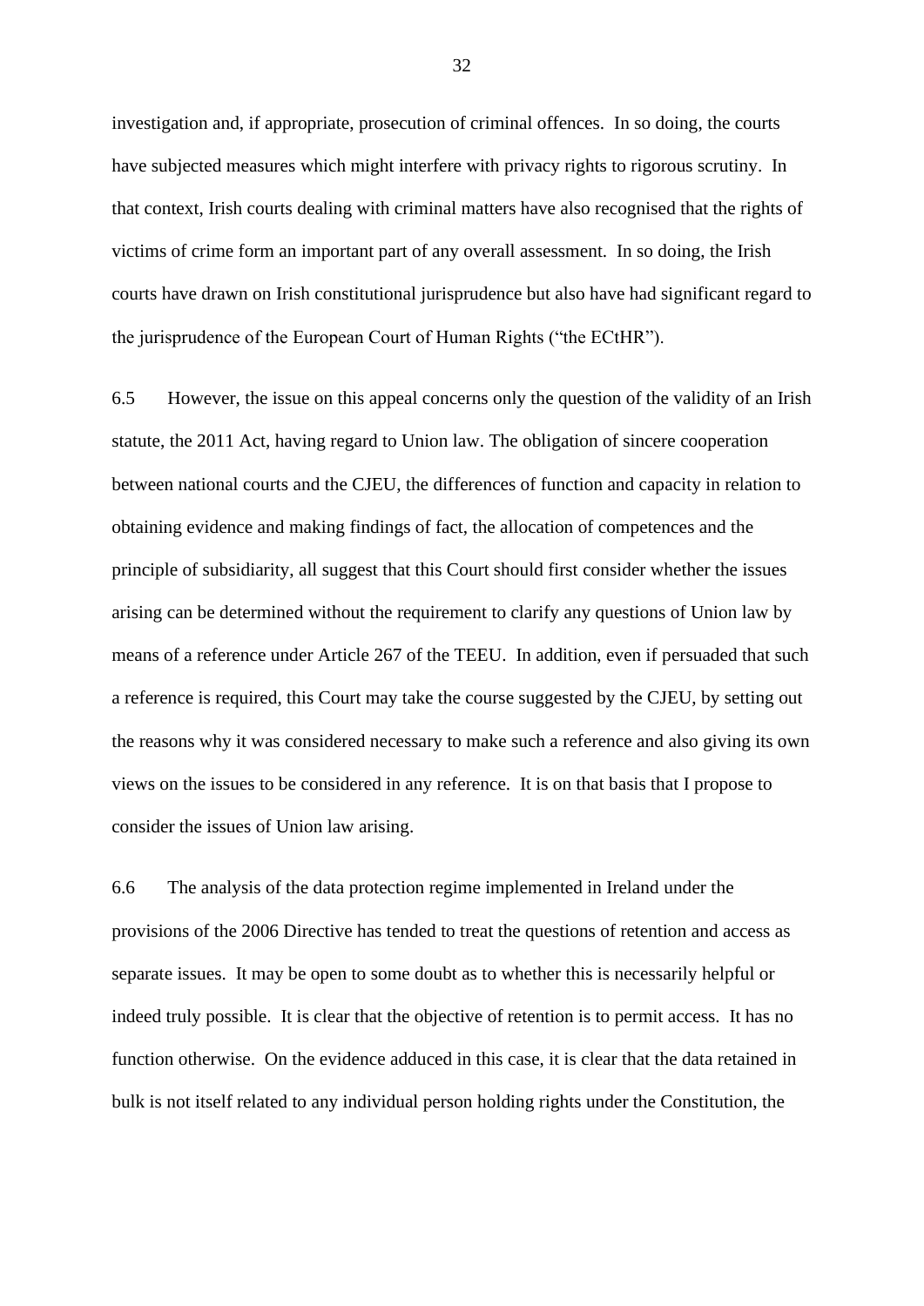investigation and, if appropriate, prosecution of criminal offences. In so doing, the courts have subjected measures which might interfere with privacy rights to rigorous scrutiny. In that context, Irish courts dealing with criminal matters have also recognised that the rights of victims of crime form an important part of any overall assessment. In so doing, the Irish courts have drawn on Irish constitutional jurisprudence but also have had significant regard to the jurisprudence of the European Court of Human Rights ("the ECtHR").

6.5 However, the issue on this appeal concerns only the question of the validity of an Irish statute, the 2011 Act, having regard to Union law. The obligation of sincere cooperation between national courts and the CJEU, the differences of function and capacity in relation to obtaining evidence and making findings of fact, the allocation of competences and the principle of subsidiarity, all suggest that this Court should first consider whether the issues arising can be determined without the requirement to clarify any questions of Union law by means of a reference under Article 267 of the TEEU. In addition, even if persuaded that such a reference is required, this Court may take the course suggested by the CJEU, by setting out the reasons why it was considered necessary to make such a reference and also giving its own views on the issues to be considered in any reference. It is on that basis that I propose to consider the issues of Union law arising.

6.6 The analysis of the data protection regime implemented in Ireland under the provisions of the 2006 Directive has tended to treat the questions of retention and access as separate issues. It may be open to some doubt as to whether this is necessarily helpful or indeed truly possible. It is clear that the objective of retention is to permit access. It has no function otherwise. On the evidence adduced in this case, it is clear that the data retained in bulk is not itself related to any individual person holding rights under the Constitution, the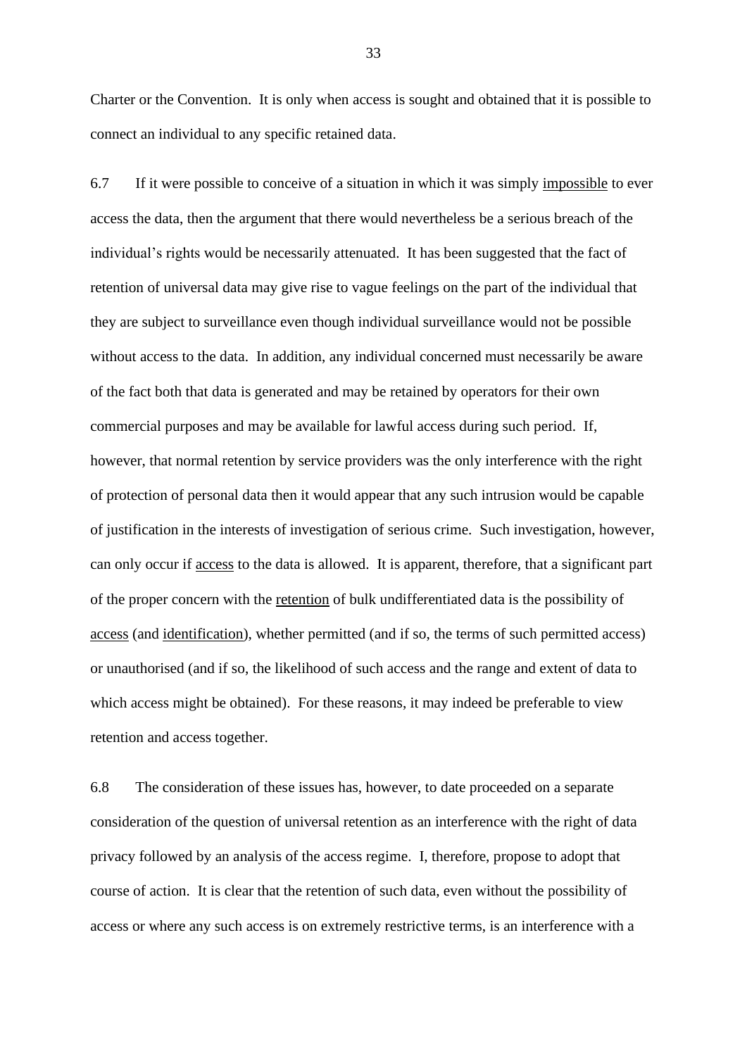Charter or the Convention. It is only when access is sought and obtained that it is possible to connect an individual to any specific retained data.

6.7 If it were possible to conceive of a situation in which it was simply <u>impossible</u> to ever access the data, then the argument that there would nevertheless be a serious breach of the individual's rights would be necessarily attenuated. It has been suggested that the fact of retention of universal data may give rise to vague feelings on the part of the individual that they are subject to surveillance even though individual surveillance would not be possible without access to the data. In addition, any individual concerned must necessarily be aware of the fact both that data is generated and may be retained by operators for their own commercial purposes and may be available for lawful access during such period. If, however, that normal retention by service providers was the only interference with the right of protection of personal data then it would appear that any such intrusion would be capable of justification in the interests of investigation of serious crime. Such investigation, however, can only occur if <u>access</u> to the data is allowed. It is apparent, therefore, that a significant part of the proper concern with the <u>retention</u> of bulk undifferentiated data is the possibility of <u>access</u> (and <u>identification</u>), whether permitted (and if so, the terms of such permitted access) or unauthorised (and if so, the likelihood of such access and the range and extent of data to which access might be obtained). For these reasons, it may indeed be preferable to view retention and access together.

6.8 The consideration of these issues has, however, to date proceeded on a separate consideration of the question of universal retention as an interference with the right of data privacy followed by an analysis of the access regime. I, therefore, propose to adopt that course of action. It is clear that the retention of such data, even without the possibility of access or where any such access is on extremely restrictive terms, is an interference with a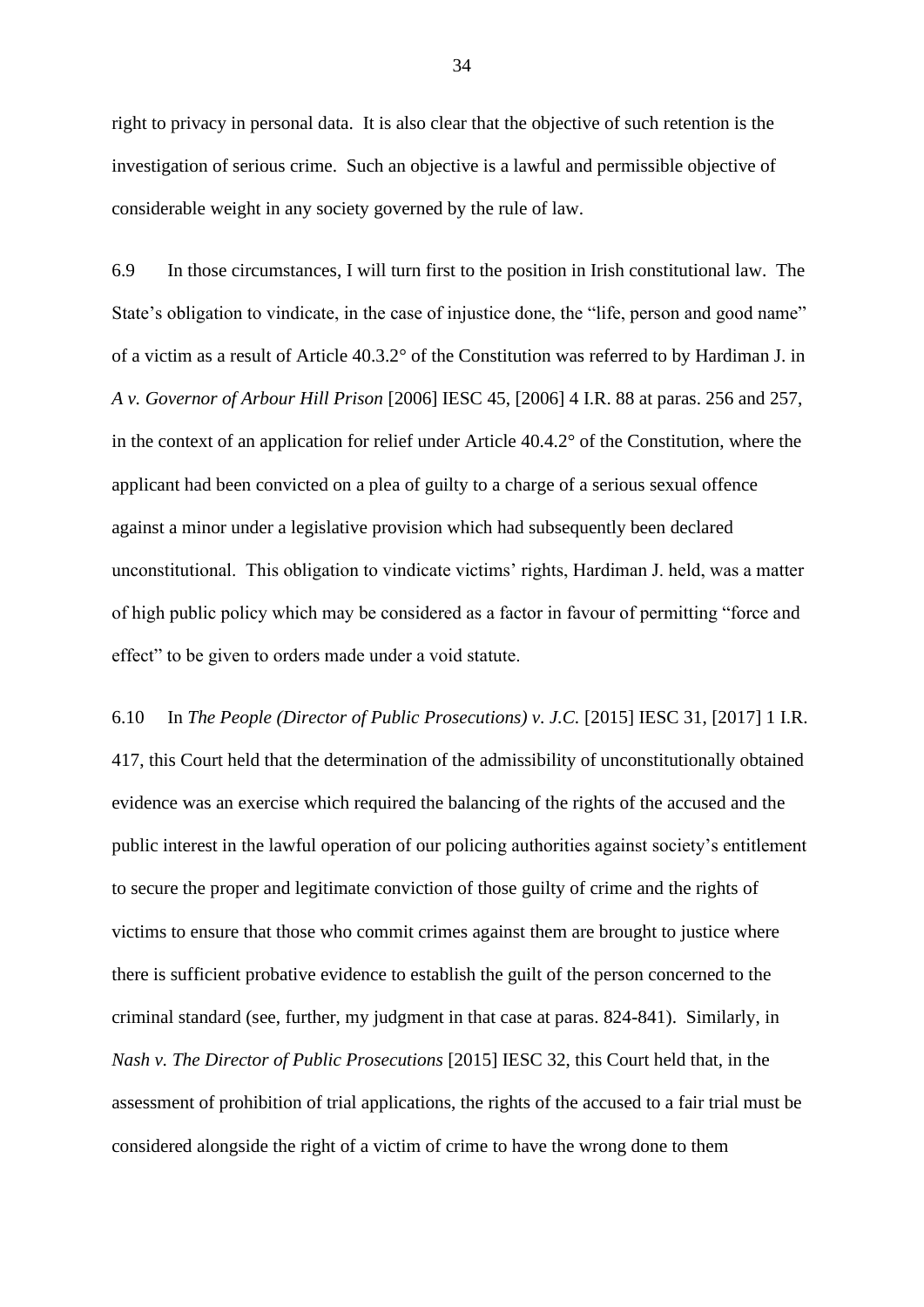right to privacy in personal data. It is also clear that the objective of such retention is the investigation of serious crime. Such an objective is a lawful and permissible objective of considerable weight in any society governed by the rule of law.

6.9 In those circumstances, I will turn first to the position in Irish constitutional law. The State's obligation to vindicate, in the case of injustice done, the "life, person and good name" of a victim as a result of Article 40.3.2° of the Constitution was referred to by Hardiman J. in *A v. Governor of Arbour Hill Prison* [2006] IESC 45, [2006] 4 I.R. 88 at paras. 256 and 257, in the context of an application for relief under Article 40.4.2° of the Constitution, where the applicant had been convicted on a plea of guilty to a charge of a serious sexual offence against a minor under a legislative provision which had subsequently been declared unconstitutional. This obligation to vindicate victims' rights, Hardiman J. held, was a matter of high public policy which may be considered as a factor in favour of permitting "force and effect" to be given to orders made under a void statute.

6.10 In *The People (Director of Public Prosecutions) v. J.C.* [2015] IESC 31, [2017] 1 I.R. 417, this Court held that the determination of the admissibility of unconstitutionally obtained evidence was an exercise which required the balancing of the rights of the accused and the public interest in the lawful operation of our policing authorities against society's entitlement to secure the proper and legitimate conviction of those guilty of crime and the rights of victims to ensure that those who commit crimes against them are brought to justice where there is sufficient probative evidence to establish the guilt of the person concerned to the criminal standard (see, further, my judgment in that case at paras. 824-841). Similarly, in *Nash v. The Director of Public Prosecutions* [2015] IESC 32, this Court held that, in the assessment of prohibition of trial applications, the rights of the accused to a fair trial must be considered alongside the right of a victim of crime to have the wrong done to them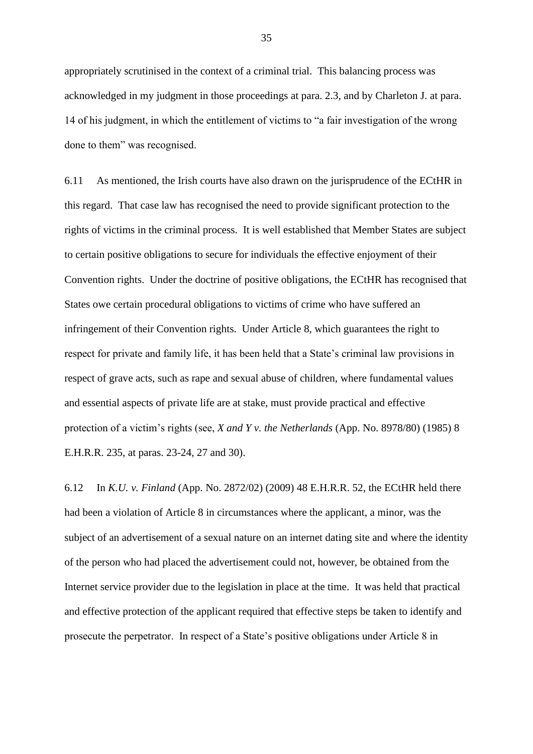appropriately scrutinised in the context of a criminal trial. This balancing process was acknowledged in my judgment in those proceedings at para. 2.3, and by Charleton J. at para. 14 of his judgment, in which the entitlement of victims to "a fair investigation of the wrong done to them" was recognised.

6.11 As mentioned, the Irish courts have also drawn on the jurisprudence of the ECtHR in this regard. That case law has recognised the need to provide significant protection to the rights of victims in the criminal process. It is well established that Member States are subject to certain positive obligations to secure for individuals the effective enjoyment of their Convention rights. Under the doctrine of positive obligations, the ECtHR has recognised that States owe certain procedural obligations to victims of crime who have suffered an infringement of their Convention rights. Under Article 8, which guarantees the right to respect for private and family life, it has been held that a State's criminal law provisions in respect of grave acts, such as rape and sexual abuse of children, where fundamental values and essential aspects of private life are at stake, must provide practical and effective protection of a victim's rights (see, *X and Y v. the Netherlands* (App. No. 8978/80) (1985) 8 E.H.R.R. 235, at paras. 23-24, 27 and 30).

6.12 In *K.U. v. Finland* (App. No. 2872/02) (2009) 48 E.H.R.R. 52, the ECtHR held there had been a violation of Article 8 in circumstances where the applicant, a minor, was the subject of an advertisement of a sexual nature on an internet dating site and where the identity of the person who had placed the advertisement could not, however, be obtained from the Internet service provider due to the legislation in place at the time. It was held that practical and effective protection of the applicant required that effective steps be taken to identify and prosecute the perpetrator. In respect of a State's positive obligations under Article 8 in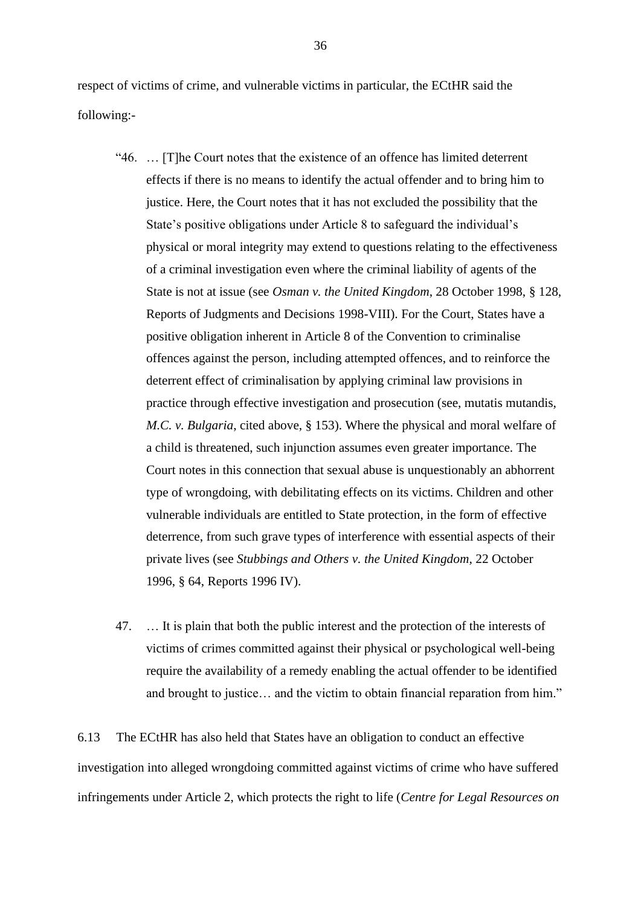respect of victims of crime, and vulnerable victims in particular, the ECtHR said the following:-

> "46. … [T]he Court notes that the existence of an offence has limited deterrent effects if there is no means to identify the actual offender and to bring him to justice. Here, the Court notes that it has not excluded the possibility that the State's positive obligations under Article 8 to safeguard the individual's physical or moral integrity may extend to questions relating to the effectiveness of a criminal investigation even where the criminal liability of agents of the State is not at issue (see *Osman v. the United Kingdom*, 28 October 1998, § 128, Reports of Judgments and Decisions 1998-VIII). For the Court, States have a positive obligation inherent in Article 8 of the Convention to criminalise offences against the person, including attempted offences, and to reinforce the deterrent effect of criminalisation by applying criminal law provisions in practice through effective investigation and prosecution (see, mutatis mutandis, *M.C. v. Bulgaria*, cited above, § 153). Where the physical and moral welfare of a child is threatened, such injunction assumes even greater importance. The Court notes in this connection that sexual abuse is unquestionably an abhorrent type of wrongdoing, with debilitating effects on its victims. Children and other vulnerable individuals are entitled to State protection, in the form of effective deterrence, from such grave types of interference with essential aspects of their private lives (see *Stubbings and Others v. the United Kingdom*, 22 October 1996, § 64, Reports 1996 IV).
>
> 47. … It is plain that both the public interest and the protection of the interests of victims of crimes committed against their physical or psychological well-being require the availability of a remedy enabling the actual offender to be identified and brought to justice… and the victim to obtain financial reparation from him."

6.13 The ECtHR has also held that States have an obligation to conduct an effective investigation into alleged wrongdoing committed against victims of crime who have suffered infringements under Article 2, which protects the right to life (*Centre for Legal Resources on*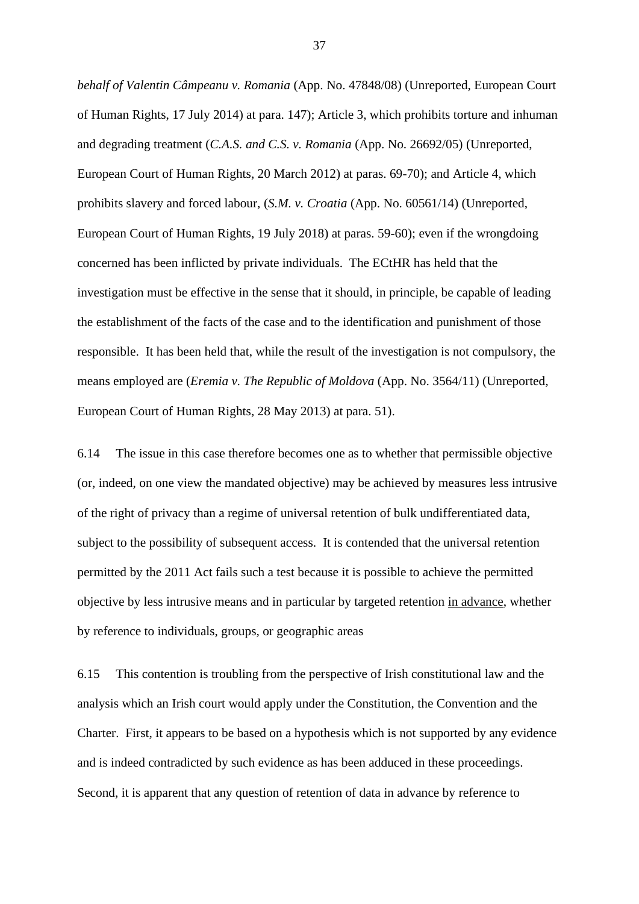*behalf of Valentin Câmpeanu v. Romania* (App. No. 47848/08) (Unreported, European Court of Human Rights, 17 July 2014) at para. 147); Article 3, which prohibits torture and inhuman and degrading treatment (*C.A.S. and C.S. v. Romania* (App. No. 26692/05) (Unreported, European Court of Human Rights, 20 March 2012) at paras. 69-70); and Article 4, which prohibits slavery and forced labour, (*S.M. v. Croatia* (App. No. 60561/14) (Unreported, European Court of Human Rights, 19 July 2018) at paras. 59-60); even if the wrongdoing concerned has been inflicted by private individuals. The ECtHR has held that the investigation must be effective in the sense that it should, in principle, be capable of leading the establishment of the facts of the case and to the identification and punishment of those responsible. It has been held that, while the result of the investigation is not compulsory, the means employed are (*Eremia v. The Republic of Moldova* (App. No. 3564/11) (Unreported, European Court of Human Rights, 28 May 2013) at para. 51).

6.14 The issue in this case therefore becomes one as to whether that permissible objective (or, indeed, on one view the mandated objective) may be achieved by measures less intrusive of the right of privacy than a regime of universal retention of bulk undifferentiated data, subject to the possibility of subsequent access. It is contended that the universal retention permitted by the 2011 Act fails such a test because it is possible to achieve the permitted objective by less intrusive means and in particular by targeted retention <u>in advance</u>, whether by reference to individuals, groups, or geographic areas

6.15 This contention is troubling from the perspective of Irish constitutional law and the analysis which an Irish court would apply under the Constitution, the Convention and the Charter. First, it appears to be based on a hypothesis which is not supported by any evidence and is indeed contradicted by such evidence as has been adduced in these proceedings. Second, it is apparent that any question of retention of data in advance by reference to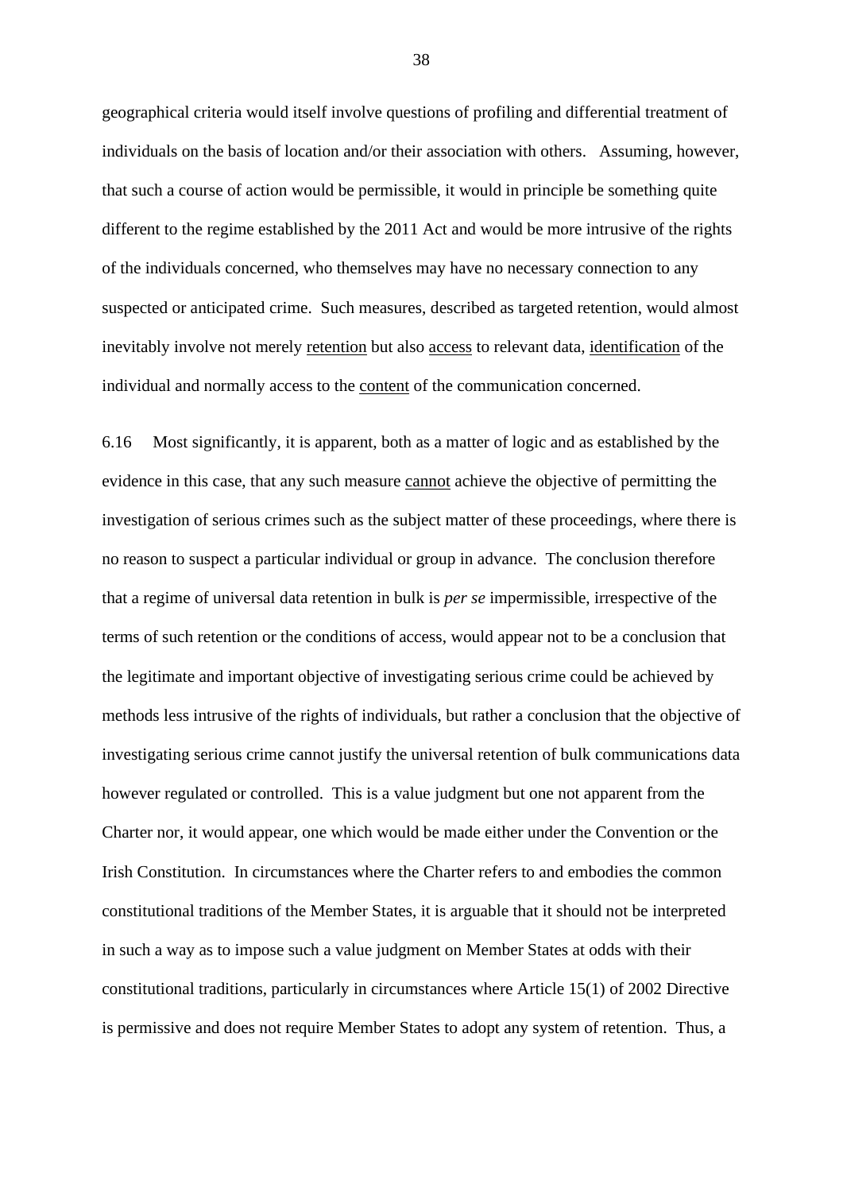geographical criteria would itself involve questions of profiling and differential treatment of individuals on the basis of location and/or their association with others. Assuming, however, that such a course of action would be permissible, it would in principle be something quite different to the regime established by the 2011 Act and would be more intrusive of the rights of the individuals concerned, who themselves may have no necessary connection to any suspected or anticipated crime. Such measures, described as targeted retention, would almost inevitably involve not merely <u>retention</u> but also <u>access</u> to relevant data, <u>identification</u> of the individual and normally access to the <u>content</u> of the communication concerned.

6.16 Most significantly, it is apparent, both as a matter of logic and as established by the evidence in this case, that any such measure <u>cannot</u> achieve the objective of permitting the investigation of serious crimes such as the subject matter of these proceedings, where there is no reason to suspect a particular individual or group in advance. The conclusion therefore that a regime of universal data retention in bulk is *per se* impermissible, irrespective of the terms of such retention or the conditions of access, would appear not to be a conclusion that the legitimate and important objective of investigating serious crime could be achieved by methods less intrusive of the rights of individuals, but rather a conclusion that the objective of investigating serious crime cannot justify the universal retention of bulk communications data however regulated or controlled. This is a value judgment but one not apparent from the Charter nor, it would appear, one which would be made either under the Convention or the Irish Constitution. In circumstances where the Charter refers to and embodies the common constitutional traditions of the Member States, it is arguable that it should not be interpreted in such a way as to impose such a value judgment on Member States at odds with their constitutional traditions, particularly in circumstances where Article 15(1) of 2002 Directive is permissive and does not require Member States to adopt any system of retention. Thus, a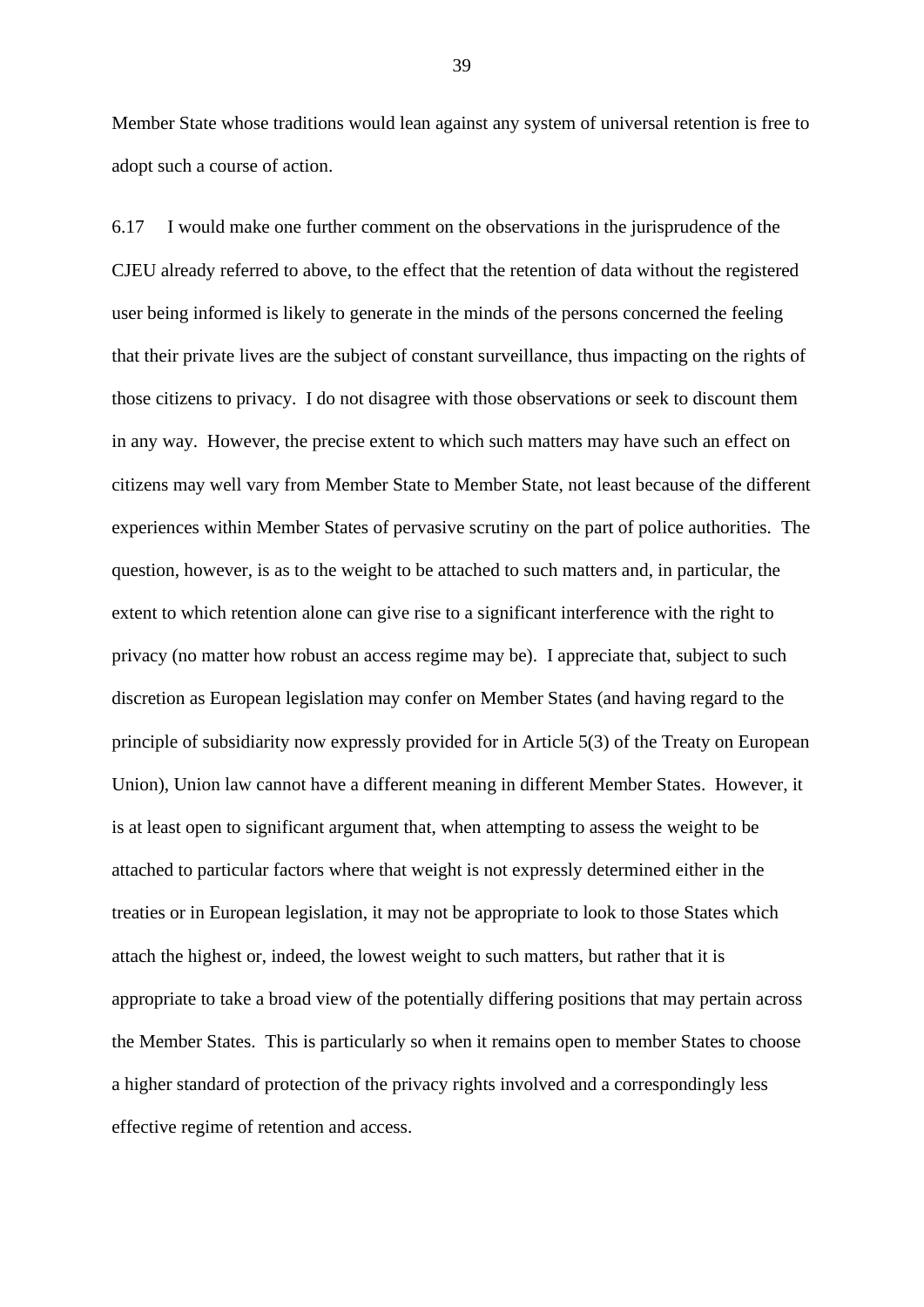Member State whose traditions would lean against any system of universal retention is free to adopt such a course of action.

6.17 I would make one further comment on the observations in the jurisprudence of the CJEU already referred to above, to the effect that the retention of data without the registered user being informed is likely to generate in the minds of the persons concerned the feeling that their private lives are the subject of constant surveillance, thus impacting on the rights of those citizens to privacy. I do not disagree with those observations or seek to discount them in any way. However, the precise extent to which such matters may have such an effect on citizens may well vary from Member State to Member State, not least because of the different experiences within Member States of pervasive scrutiny on the part of police authorities. The question, however, is as to the weight to be attached to such matters and, in particular, the extent to which retention alone can give rise to a significant interference with the right to privacy (no matter how robust an access regime may be). I appreciate that, subject to such discretion as European legislation may confer on Member States (and having regard to the principle of subsidiarity now expressly provided for in Article 5(3) of the Treaty on European Union), Union law cannot have a different meaning in different Member States. However, it is at least open to significant argument that, when attempting to assess the weight to be attached to particular factors where that weight is not expressly determined either in the treaties or in European legislation, it may not be appropriate to look to those States which attach the highest or, indeed, the lowest weight to such matters, but rather that it is appropriate to take a broad view of the potentially differing positions that may pertain across the Member States. This is particularly so when it remains open to member States to choose a higher standard of protection of the privacy rights involved and a correspondingly less effective regime of retention and access.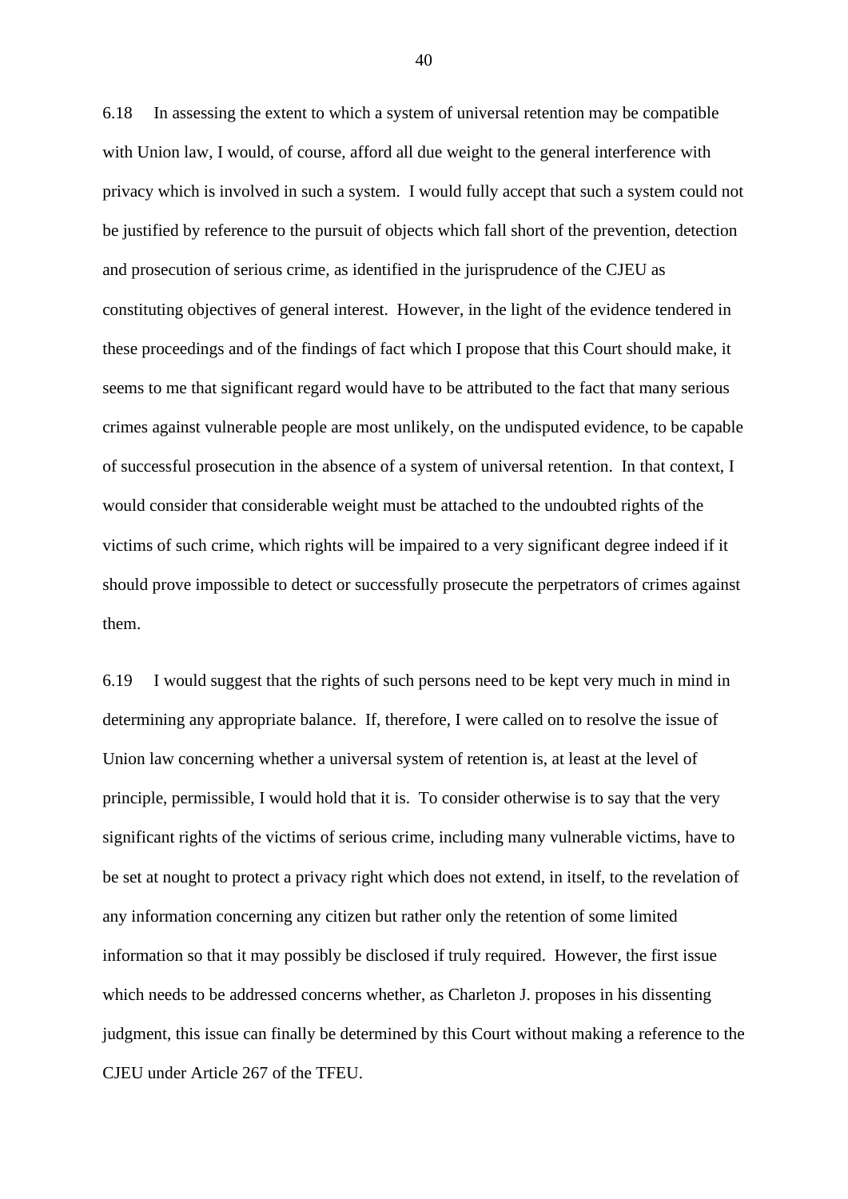6.18 In assessing the extent to which a system of universal retention may be compatible with Union law, I would, of course, afford all due weight to the general interference with privacy which is involved in such a system. I would fully accept that such a system could not be justified by reference to the pursuit of objects which fall short of the prevention, detection and prosecution of serious crime, as identified in the jurisprudence of the CJEU as constituting objectives of general interest. However, in the light of the evidence tendered in these proceedings and of the findings of fact which I propose that this Court should make, it seems to me that significant regard would have to be attributed to the fact that many serious crimes against vulnerable people are most unlikely, on the undisputed evidence, to be capable of successful prosecution in the absence of a system of universal retention. In that context, I would consider that considerable weight must be attached to the undoubted rights of the victims of such crime, which rights will be impaired to a very significant degree indeed if it should prove impossible to detect or successfully prosecute the perpetrators of crimes against them.

6.19 I would suggest that the rights of such persons need to be kept very much in mind in determining any appropriate balance. If, therefore, I were called on to resolve the issue of Union law concerning whether a universal system of retention is, at least at the level of principle, permissible, I would hold that it is. To consider otherwise is to say that the very significant rights of the victims of serious crime, including many vulnerable victims, have to be set at nought to protect a privacy right which does not extend, in itself, to the revelation of any information concerning any citizen but rather only the retention of some limited information so that it may possibly be disclosed if truly required. However, the first issue which needs to be addressed concerns whether, as Charleton J. proposes in his dissenting judgment, this issue can finally be determined by this Court without making a reference to the CJEU under Article 267 of the TFEU.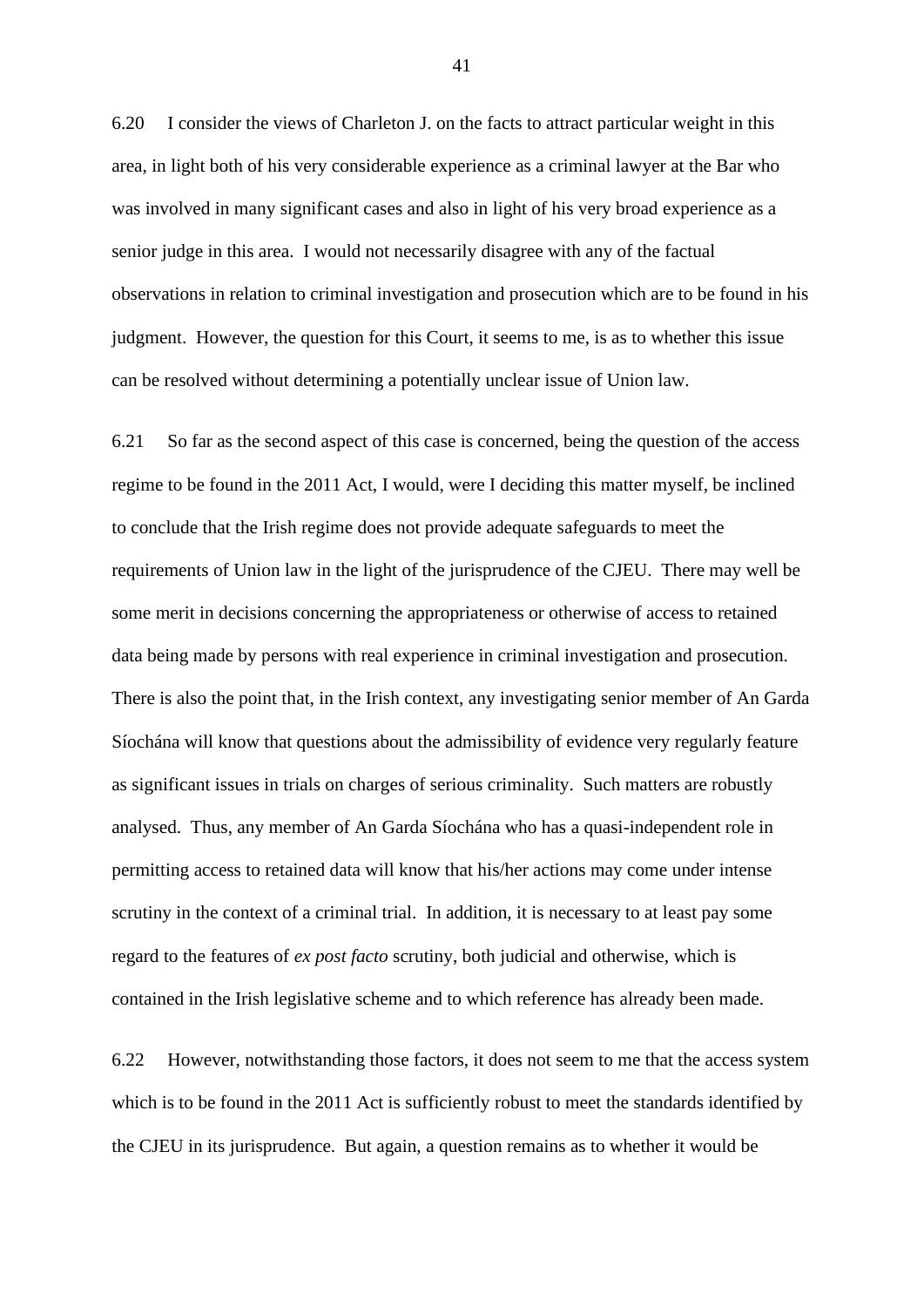6.20 I consider the views of Charleton J. on the facts to attract particular weight in this area, in light both of his very considerable experience as a criminal lawyer at the Bar who was involved in many significant cases and also in light of his very broad experience as a senior judge in this area. I would not necessarily disagree with any of the factual observations in relation to criminal investigation and prosecution which are to be found in his judgment. However, the question for this Court, it seems to me, is as to whether this issue can be resolved without determining a potentially unclear issue of Union law.

6.21 So far as the second aspect of this case is concerned, being the question of the access regime to be found in the 2011 Act, I would, were I deciding this matter myself, be inclined to conclude that the Irish regime does not provide adequate safeguards to meet the requirements of Union law in the light of the jurisprudence of the CJEU. There may well be some merit in decisions concerning the appropriateness or otherwise of access to retained data being made by persons with real experience in criminal investigation and prosecution. There is also the point that, in the Irish context, any investigating senior member of An Garda Síochána will know that questions about the admissibility of evidence very regularly feature as significant issues in trials on charges of serious criminality. Such matters are robustly analysed. Thus, any member of An Garda Síochána who has a quasi-independent role in permitting access to retained data will know that his/her actions may come under intense scrutiny in the context of a criminal trial. In addition, it is necessary to at least pay some regard to the features of *ex post facto* scrutiny, both judicial and otherwise, which is contained in the Irish legislative scheme and to which reference has already been made.

6.22 However, notwithstanding those factors, it does not seem to me that the access system which is to be found in the 2011 Act is sufficiently robust to meet the standards identified by the CJEU in its jurisprudence. But again, a question remains as to whether it would be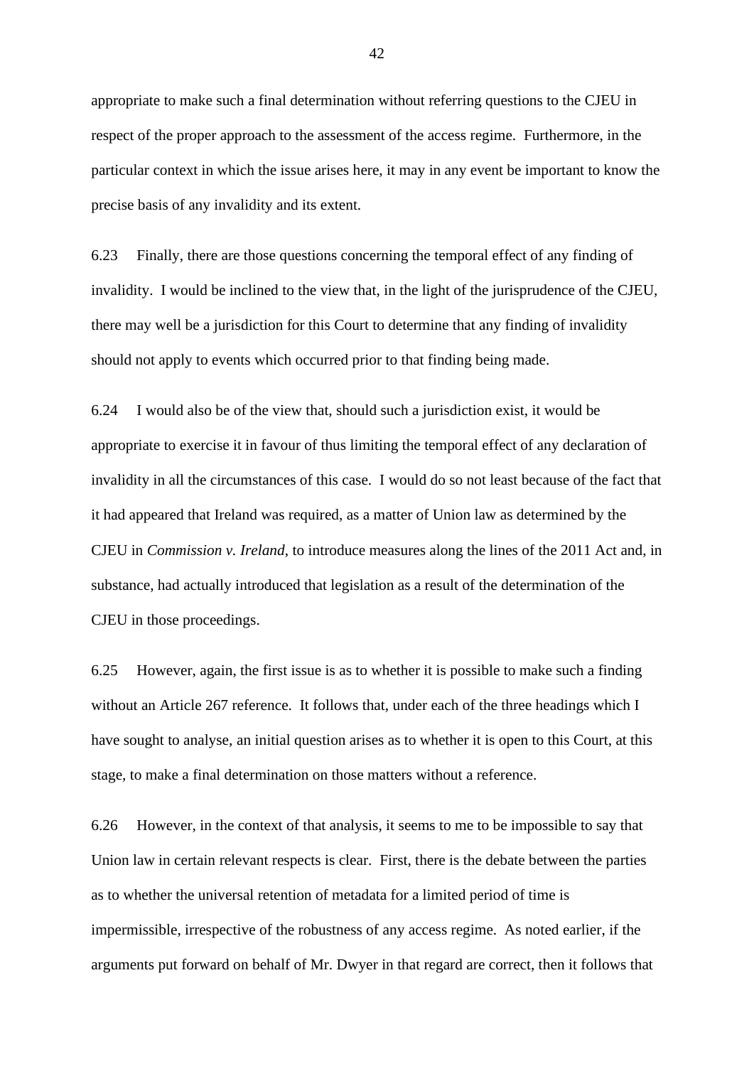appropriate to make such a final determination without referring questions to the CJEU in respect of the proper approach to the assessment of the access regime. Furthermore, in the particular context in which the issue arises here, it may in any event be important to know the precise basis of any invalidity and its extent.

6.23 Finally, there are those questions concerning the temporal effect of any finding of invalidity. I would be inclined to the view that, in the light of the jurisprudence of the CJEU, there may well be a jurisdiction for this Court to determine that any finding of invalidity should not apply to events which occurred prior to that finding being made.

6.24 I would also be of the view that, should such a jurisdiction exist, it would be appropriate to exercise it in favour of thus limiting the temporal effect of any declaration of invalidity in all the circumstances of this case. I would do so not least because of the fact that it had appeared that Ireland was required, as a matter of Union law as determined by the CJEU in *Commission v. Ireland*, to introduce measures along the lines of the 2011 Act and, in substance, had actually introduced that legislation as a result of the determination of the CJEU in those proceedings.

6.25 However, again, the first issue is as to whether it is possible to make such a finding without an Article 267 reference. It follows that, under each of the three headings which I have sought to analyse, an initial question arises as to whether it is open to this Court, at this stage, to make a final determination on those matters without a reference.

6.26 However, in the context of that analysis, it seems to me to be impossible to say that Union law in certain relevant respects is clear. First, there is the debate between the parties as to whether the universal retention of metadata for a limited period of time is impermissible, irrespective of the robustness of any access regime. As noted earlier, if the arguments put forward on behalf of Mr. Dwyer in that regard are correct, then it follows that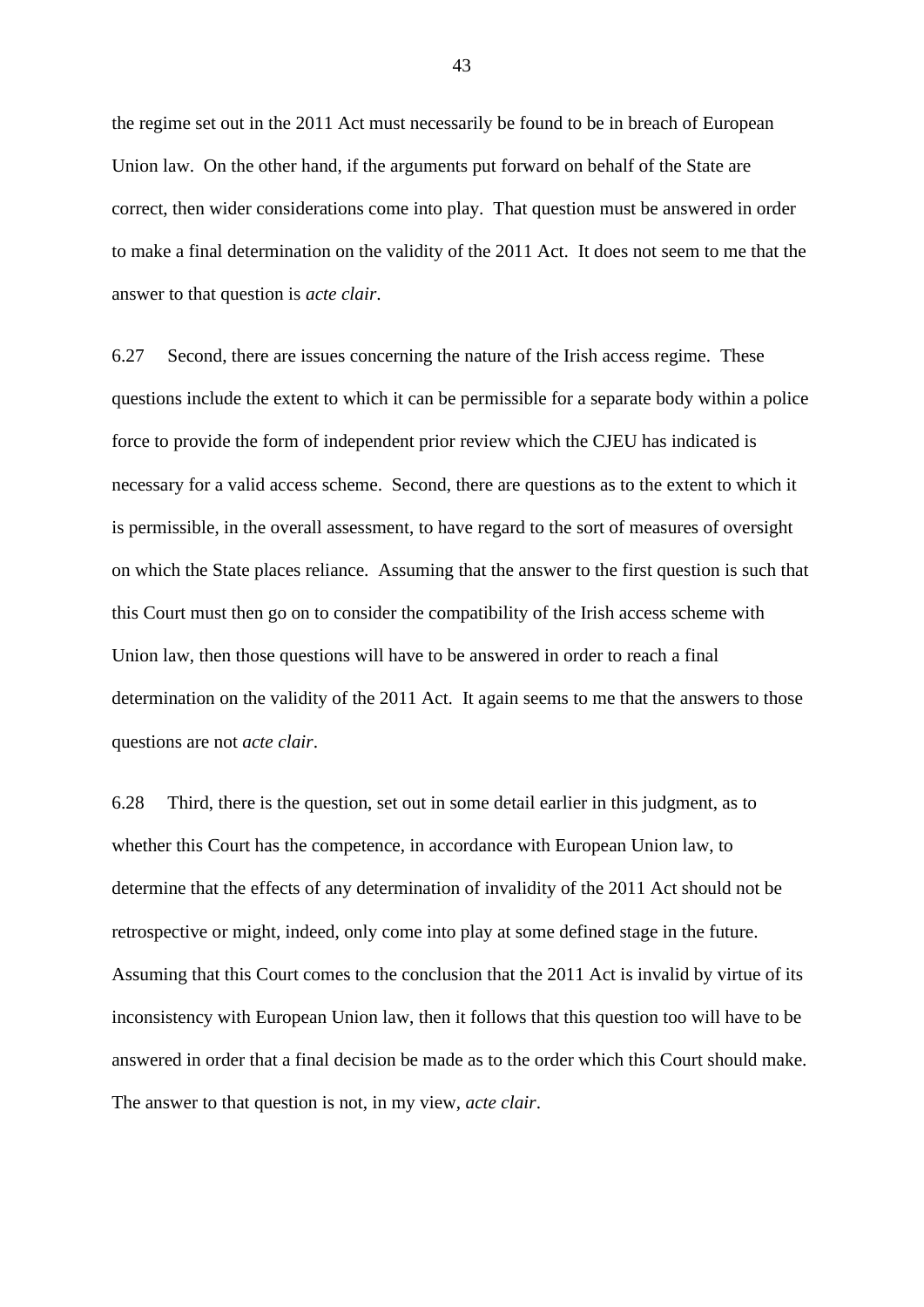the regime set out in the 2011 Act must necessarily be found to be in breach of European Union law. On the other hand, if the arguments put forward on behalf of the State are correct, then wider considerations come into play. That question must be answered in order to make a final determination on the validity of the 2011 Act. It does not seem to me that the answer to that question is *acte clair*.

6.27 Second, there are issues concerning the nature of the Irish access regime. These questions include the extent to which it can be permissible for a separate body within a police force to provide the form of independent prior review which the CJEU has indicated is necessary for a valid access scheme. Second, there are questions as to the extent to which it is permissible, in the overall assessment, to have regard to the sort of measures of oversight on which the State places reliance. Assuming that the answer to the first question is such that this Court must then go on to consider the compatibility of the Irish access scheme with Union law, then those questions will have to be answered in order to reach a final determination on the validity of the 2011 Act. It again seems to me that the answers to those questions are not *acte clair*.

6.28 Third, there is the question, set out in some detail earlier in this judgment, as to whether this Court has the competence, in accordance with European Union law, to determine that the effects of any determination of invalidity of the 2011 Act should not be retrospective or might, indeed, only come into play at some defined stage in the future. Assuming that this Court comes to the conclusion that the 2011 Act is invalid by virtue of its inconsistency with European Union law, then it follows that this question too will have to be answered in order that a final decision be made as to the order which this Court should make. The answer to that question is not, in my view, *acte clair*.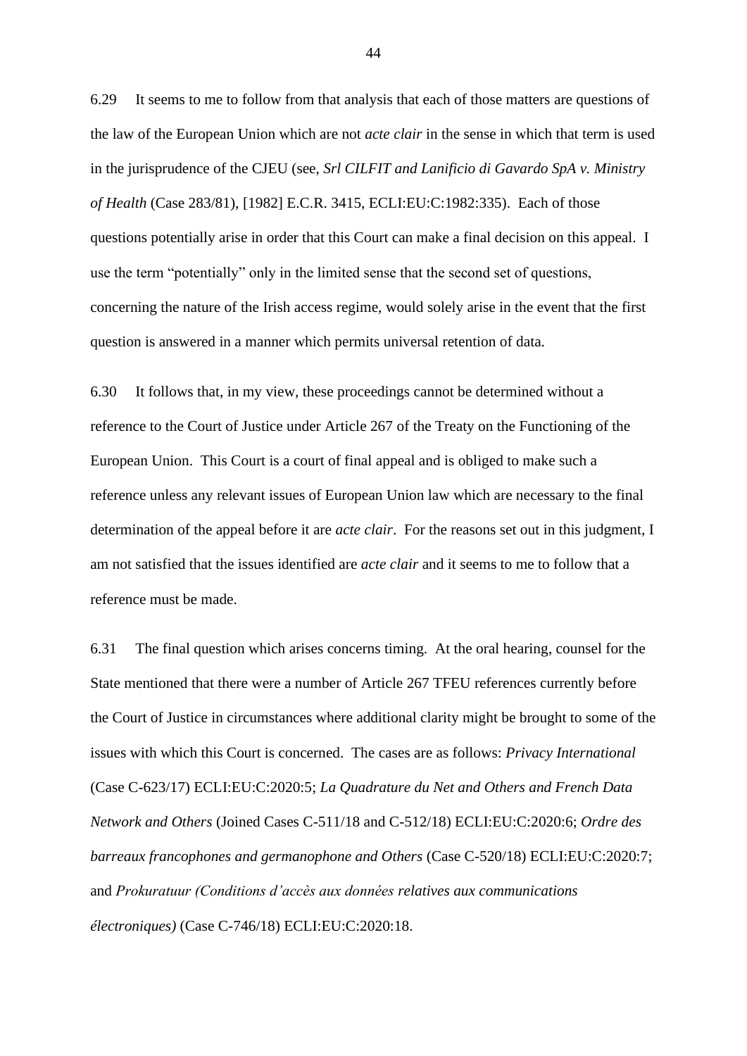6.29 It seems to me to follow from that analysis that each of those matters are questions of the law of the European Union which are not *acte clair* in the sense in which that term is used in the jurisprudence of the CJEU (see, *Srl CILFIT and Lanificio di Gavardo SpA v. Ministry of Health* (Case 283/81), [1982] E.C.R. 3415, ECLI:EU:C:1982:335). Each of those questions potentially arise in order that this Court can make a final decision on this appeal. I use the term "potentially" only in the limited sense that the second set of questions, concerning the nature of the Irish access regime, would solely arise in the event that the first question is answered in a manner which permits universal retention of data.

6.30 It follows that, in my view, these proceedings cannot be determined without a reference to the Court of Justice under Article 267 of the Treaty on the Functioning of the European Union. This Court is a court of final appeal and is obliged to make such a reference unless any relevant issues of European Union law which are necessary to the final determination of the appeal before it are *acte clair*. For the reasons set out in this judgment, I am not satisfied that the issues identified are *acte clair* and it seems to me to follow that a reference must be made.

6.31 The final question which arises concerns timing. At the oral hearing, counsel for the State mentioned that there were a number of Article 267 TFEU references currently before the Court of Justice in circumstances where additional clarity might be brought to some of the issues with which this Court is concerned. The cases are as follows: *Privacy International* (Case C-623/17) ECLI:EU:C:2020:5; *La Quadrature du Net and Others and French Data Network and Others* (Joined Cases C-511/18 and C-512/18) ECLI:EU:C:2020:6; *Ordre des barreaux francophones and germanophone and Others* (Case C-520/18) ECLI:EU:C:2020:7; and *Prokuratuur (Conditions d'accès aux données relatives aux communications électroniques)* (Case C-746/18) ECLI:EU:C:2020:18.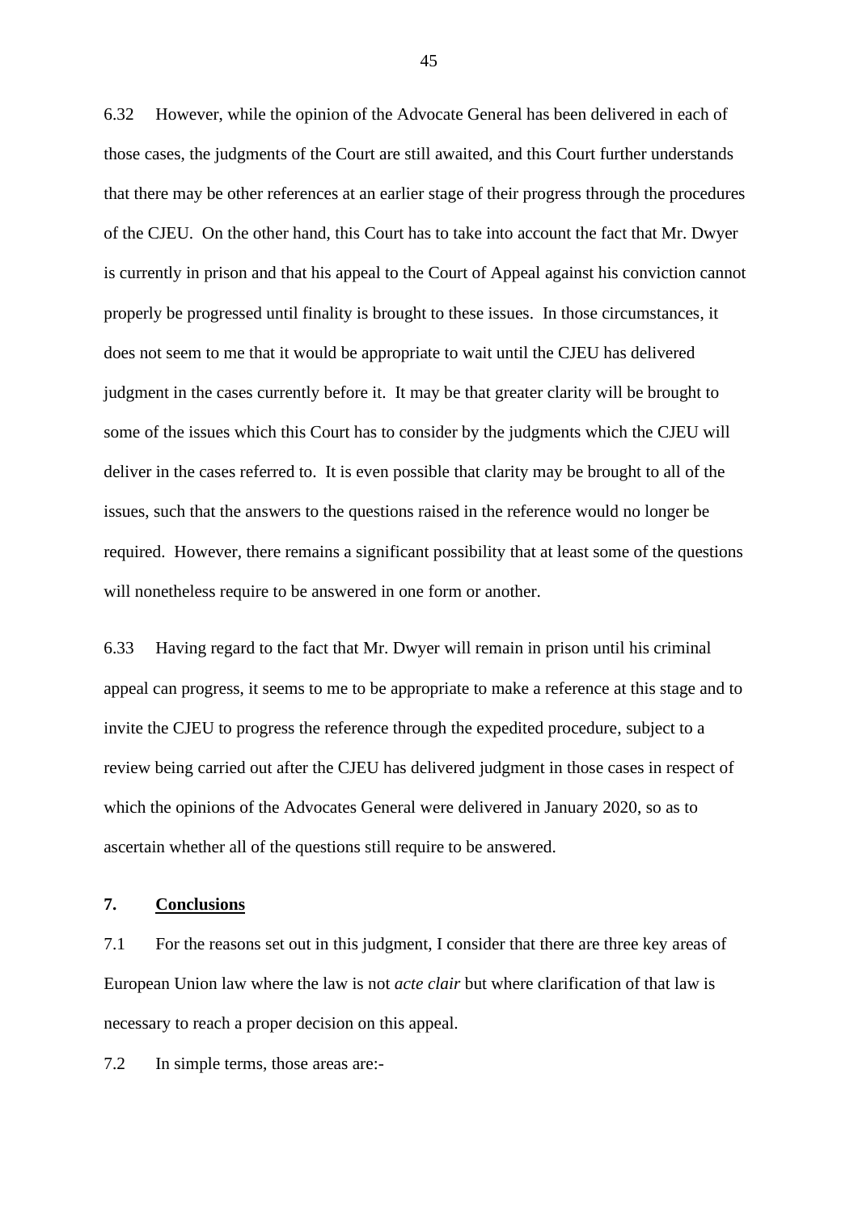6.32 However, while the opinion of the Advocate General has been delivered in each of those cases, the judgments of the Court are still awaited, and this Court further understands that there may be other references at an earlier stage of their progress through the procedures of the CJEU. On the other hand, this Court has to take into account the fact that Mr. Dwyer is currently in prison and that his appeal to the Court of Appeal against his conviction cannot properly be progressed until finality is brought to these issues. In those circumstances, it does not seem to me that it would be appropriate to wait until the CJEU has delivered judgment in the cases currently before it. It may be that greater clarity will be brought to some of the issues which this Court has to consider by the judgments which the CJEU will deliver in the cases referred to. It is even possible that clarity may be brought to all of the issues, such that the answers to the questions raised in the reference would no longer be required. However, there remains a significant possibility that at least some of the questions will nonetheless require to be answered in one form or another.

6.33 Having regard to the fact that Mr. Dwyer will remain in prison until his criminal appeal can progress, it seems to me to be appropriate to make a reference at this stage and to invite the CJEU to progress the reference through the expedited procedure, subject to a review being carried out after the CJEU has delivered judgment in those cases in respect of which the opinions of the Advocates General were delivered in January 2020, so as to ascertain whether all of the questions still require to be answered.

## 7. Conclusions

7.1 For the reasons set out in this judgment, I consider that there are three key areas of European Union law where the law is not *acte clair* but where clarification of that law is necessary to reach a proper decision on this appeal.

7.2 In simple terms, those areas are:-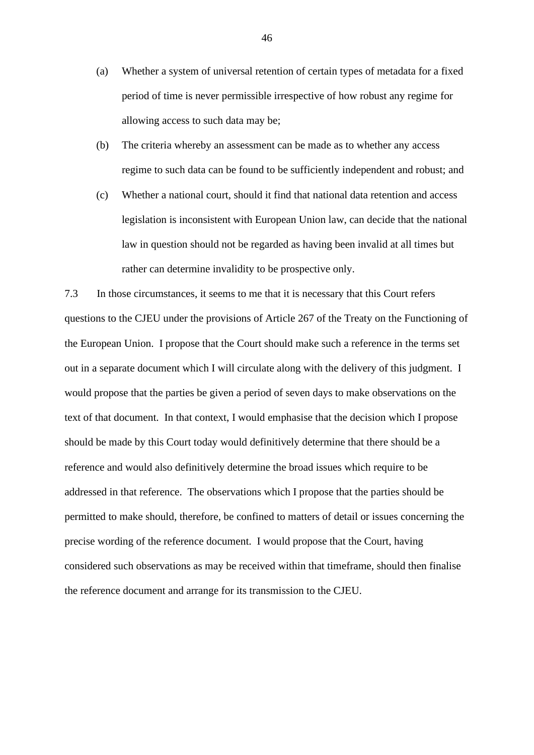(a) Whether a system of universal retention of certain types of metadata for a fixed period of time is never permissible irrespective of how robust any regime for allowing access to such data may be;

(b) The criteria whereby an assessment can be made as to whether any access regime to such data can be found to be sufficiently independent and robust; and

(c) Whether a national court, should it find that national data retention and access legislation is inconsistent with European Union law, can decide that the national law in question should not be regarded as having been invalid at all times but rather can determine invalidity to be prospective only.

7.3 In those circumstances, it seems to me that it is necessary that this Court refers questions to the CJEU under the provisions of Article 267 of the Treaty on the Functioning of the European Union. I propose that the Court should make such a reference in the terms set out in a separate document which I will circulate along with the delivery of this judgment. I would propose that the parties be given a period of seven days to make observations on the text of that document. In that context, I would emphasise that the decision which I propose should be made by this Court today would definitively determine that there should be a reference and would also definitively determine the broad issues which require to be addressed in that reference. The observations which I propose that the parties should be permitted to make should, therefore, be confined to matters of detail or issues concerning the precise wording of the reference document. I would propose that the Court, having considered such observations as may be received within that timeframe, should then finalise the reference document and arrange for its transmission to the CJEU.